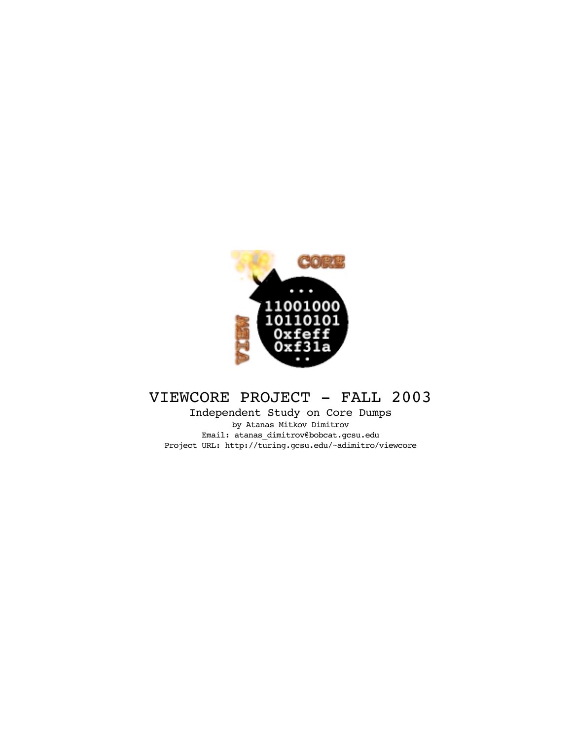# VIEWCORE PROJECT - FALL 2003

Independent Study on Core Dumps

by Atanas Mitkov Dimitrov

Email: atanas_dimitrov@bobcat.gcsu.edu

Project URL: http://turing.gcsu.edu/~adimitro/viewcore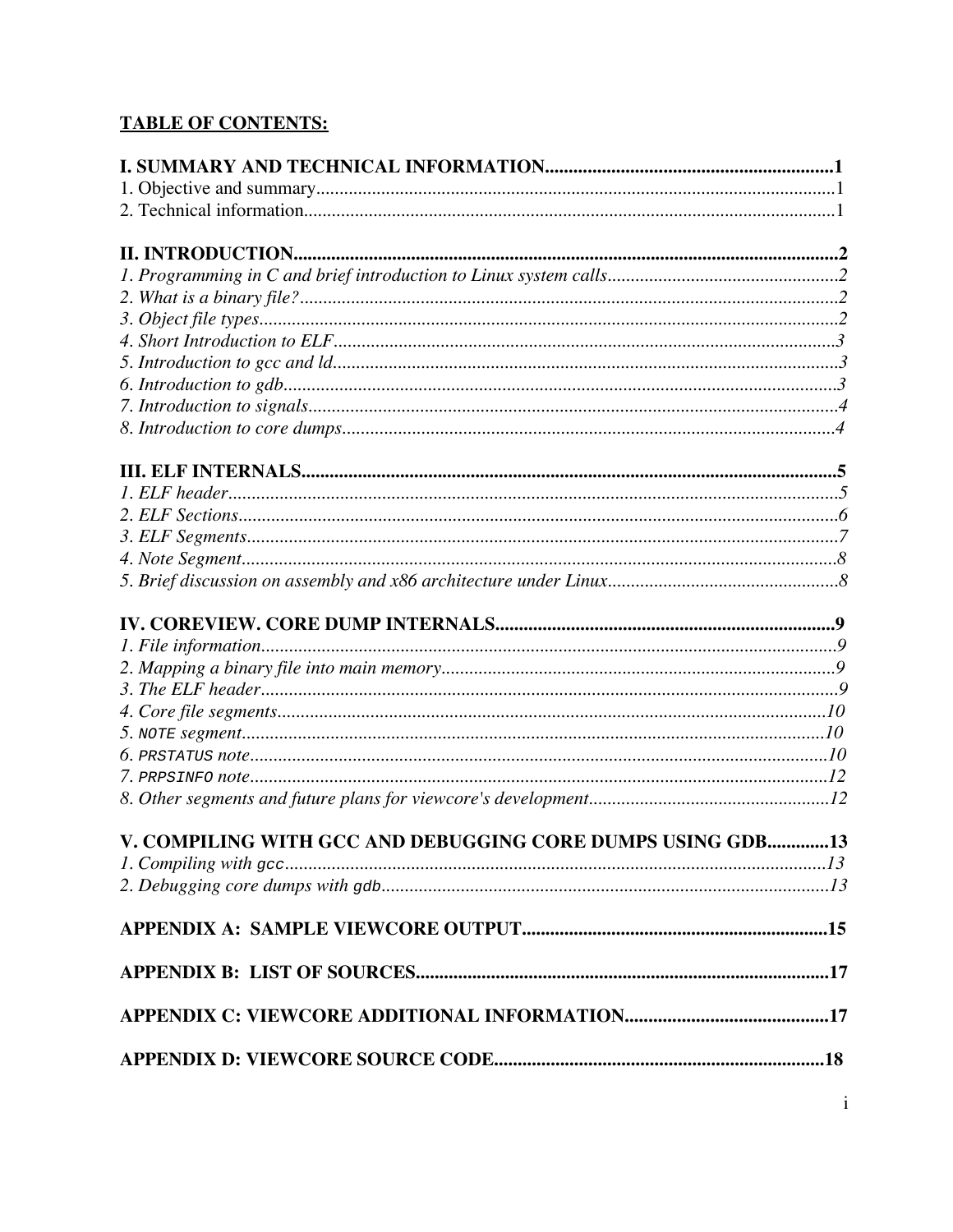**TABLE OF CONTENTS:**

**I. SUMMARY AND TECHNICAL INFORMATION............................................................1**
1. Objective and summary.................................................................................................1
2. Technical information....................................................................................................1

**II. INTRODUCTION.......................................................................................................2**
*1. Programming in C and brief introduction to Linux system calls...................................2*
*2. What is a binary file?....................................................................................................2*
*3. Object file types............................................................................................................2*
*4. Short Introduction to ELF.............................................................................................3*
*5. Introduction to gcc and ld.............................................................................................3*
*6. Introduction to gdb.......................................................................................................3*
*7. Introduction to signals..................................................................................................4*
*8. Introduction to core dumps..........................................................................................4*

**III. ELF INTERNALS.....................................................................................................5**
*1. ELF header...................................................................................................................5*
*2. ELF Sections................................................................................................................6*
*3. ELF Segments..............................................................................................................7*
*4. Note Segment...............................................................................................................8*
*5. Brief discussion on assembly and x86 architecture under Linux..................................8*

**IV. COREVIEW. CORE DUMP INTERNALS.............................................................9**
*1. File information...........................................................................................................9*
*2. Mapping a binary file into main memory.....................................................................9*
*3. The ELF header...........................................................................................................9*
*4. Core file segments.......................................................................................................10*
*5. `NOTE` segment...........................................................................................................10*
*6. `PRSTATUS` note...........................................................................................................10*
*7. `PRPSINFO` note...........................................................................................................12*
*8. Other segments and future plans for viewcore's development.....................................12*

**V. COMPILING WITH GCC AND DEBUGGING CORE DUMPS USING GDB.............13**
*1. Compiling with `gcc`......................................................................................................13*
*2. Debugging core dumps with `gdb`..................................................................................13*

**APPENDIX A: SAMPLE VIEWCORE OUTPUT...............................................................15**

**APPENDIX B: LIST OF SOURCES....................................................................................17**

**APPENDIX C: VIEWCORE ADDITIONAL INFORMATION..........................................17**

**APPENDIX D: VIEWCORE SOURCE CODE....................................................................18**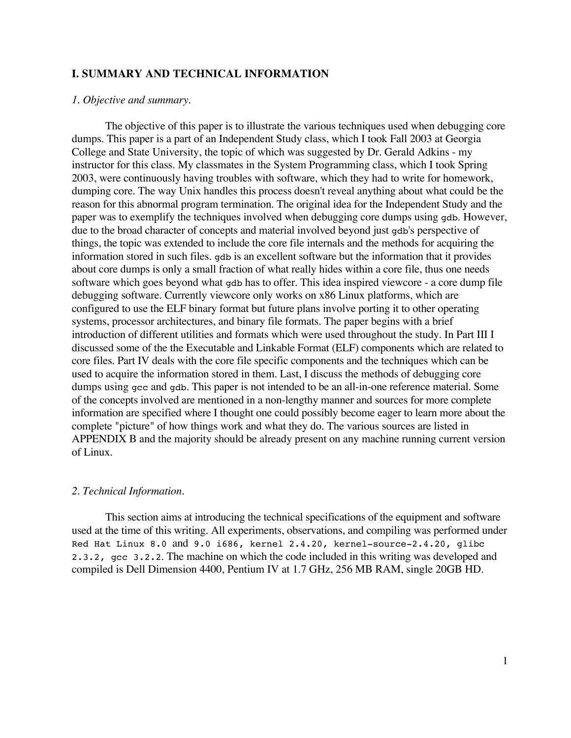## I. SUMMARY AND TECHNICAL INFORMATION

### *1. Objective and summary.*

The objective of this paper is to illustrate the various techniques used when debugging core dumps. This paper is a part of an Independent Study class, which I took Fall 2003 at Georgia College and State University, the topic of which was suggested by Dr. Gerald Adkins - my instructor for this class. My classmates in the System Programming class, which I took Spring 2003, were continuously having troubles with software, which they had to write for homework, dumping core. The way Unix handles this process doesn't reveal anything about what could be the reason for this abnormal program termination. The original idea for the Independent Study and the paper was to exemplify the techniques involved when debugging core dumps using `gdb`. However, due to the broad character of concepts and material involved beyond just `gdb`'s perspective of things, the topic was extended to include the core file internals and the methods for acquiring the information stored in such files. `gdb` is an excellent software but the information that it provides about core dumps is only a small fraction of what really hides within a core file, thus one needs software which goes beyond what `gdb` has to offer. This idea inspired viewcore - a core dump file debugging software. Currently viewcore only works on x86 Linux platforms, which are configured to use the ELF binary format but future plans involve porting it to other operating systems, processor architectures, and binary file formats. The paper begins with a brief introduction of different utilities and formats which were used throughout the study. In Part III I discussed some of the the Executable and Linkable Format (ELF) components which are related to core files. Part IV deals with the core file specific components and the techniques which can be used to acquire the information stored in them. Last, I discuss the methods of debugging core dumps using `gcc` and `gdb`. This paper is not intended to be an all-in-one reference material. Some of the concepts involved are mentioned in a non-lengthy manner and sources for more complete information are specified where I thought one could possibly become eager to learn more about the complete "picture" of how things work and what they do. The various sources are listed in APPENDIX B and the majority should be already present on any machine running current version of Linux.

### *2. Technical Information.*

This section aims at introducing the technical specifications of the equipment and software used at the time of this writing. All experiments, observations, and compiling was performed under `Red Hat Linux 8.0` and `9.0 i686, kernel 2.4.20, kernel-source-2.4.20, glibc 2.3.2, gcc 3.2.2`. The machine on which the code included in this writing was developed and compiled is Dell Dimension 4400, Pentium IV at 1.7 GHz, 256 MB RAM, single 20GB HD.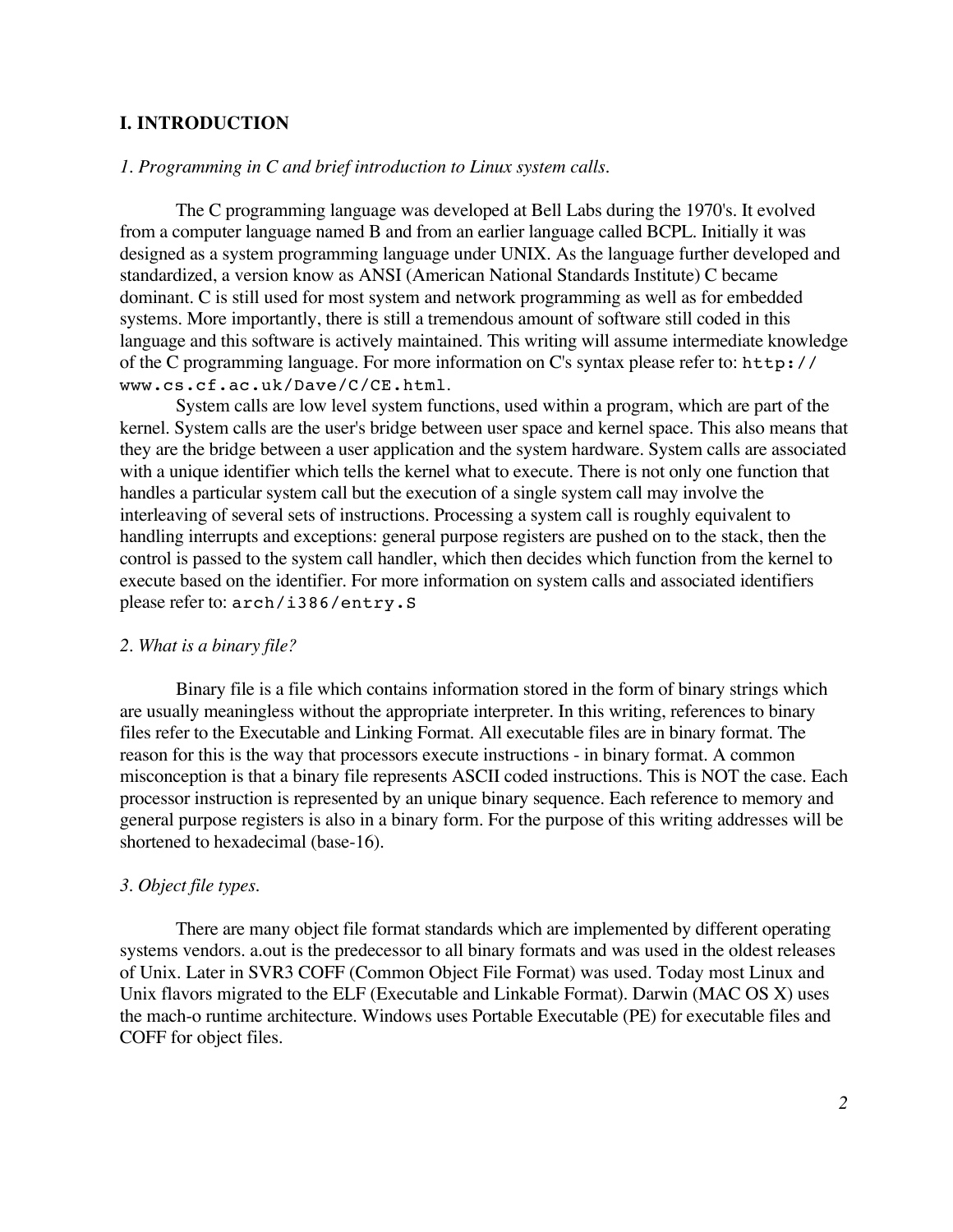## I. INTRODUCTION

### *1. Programming in C and brief introduction to Linux system calls.*

The C programming language was developed at Bell Labs during the 1970's. It evolved from a computer language named B and from an earlier language called BCPL. Initially it was designed as a system programming language under UNIX. As the language further developed and standardized, a version know as ANSI (American National Standards Institute) C became dominant. C is still used for most system and network programming as well as for embedded systems. More importantly, there is still a tremendous amount of software still coded in this language and this software is actively maintained. This writing will assume intermediate knowledge of the C programming language. For more information on C's syntax please refer to: `http://www.cs.cf.ac.uk/Dave/C/CE.html`.

System calls are low level system functions, used within a program, which are part of the kernel. System calls are the user's bridge between user space and kernel space. This also means that they are the bridge between a user application and the system hardware. System calls are associated with a unique identifier which tells the kernel what to execute. There is not only one function that handles a particular system call but the execution of a single system call may involve the interleaving of several sets of instructions. Processing a system call is roughly equivalent to handling interrupts and exceptions: general purpose registers are pushed on to the stack, then the control is passed to the system call handler, which then decides which function from the kernel to execute based on the identifier. For more information on system calls and associated identifiers please refer to: `arch/i386/entry.S`

### *2. What is a binary file?*

Binary file is a file which contains information stored in the form of binary strings which are usually meaningless without the appropriate interpreter. In this writing, references to binary files refer to the Executable and Linking Format. All executable files are in binary format. The reason for this is the way that processors execute instructions - in binary format. A common misconception is that a binary file represents ASCII coded instructions. This is NOT the case. Each processor instruction is represented by an unique binary sequence. Each reference to memory and general purpose registers is also in a binary form. For the purpose of this writing addresses will be shortened to hexadecimal (base-16).

### *3. Object file types.*

There are many object file format standards which are implemented by different operating systems vendors. a.out is the predecessor to all binary formats and was used in the oldest releases of Unix. Later in SVR3 COFF (Common Object File Format) was used. Today most Linux and Unix flavors migrated to the ELF (Executable and Linkable Format). Darwin (MAC OS X) uses the mach-o runtime architecture. Windows uses Portable Executable (PE) for executable files and COFF for object files.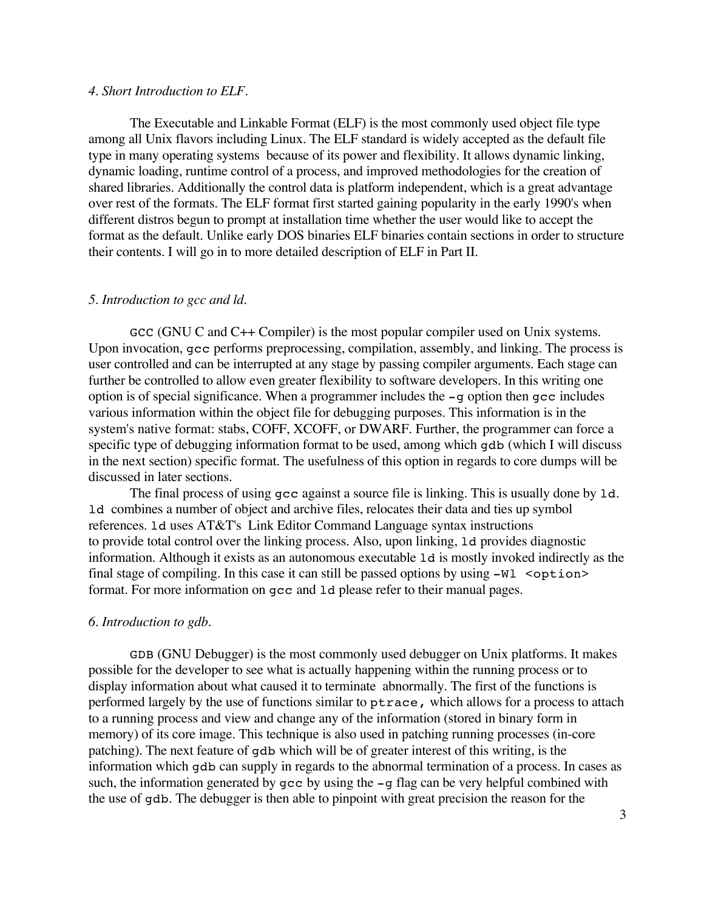### *4. Short Introduction to ELF.*

The Executable and Linkable Format (ELF) is the most commonly used object file type among all Unix flavors including Linux. The ELF standard is widely accepted as the default file type in many operating systems because of its power and flexibility. It allows dynamic linking, dynamic loading, runtime control of a process, and improved methodologies for the creation of shared libraries. Additionally the control data is platform independent, which is a great advantage over rest of the formats. The ELF format first started gaining popularity in the early 1990's when different distros begun to prompt at installation time whether the user would like to accept the format as the default. Unlike early DOS binaries ELF binaries contain sections in order to structure their contents. I will go in to more detailed description of ELF in Part II.

### *5. Introduction to gcc and ld.*

`GCC` (GNU C and C++ Compiler) is the most popular compiler used on Unix systems. Upon invocation, `gcc` performs preprocessing, compilation, assembly, and linking. The process is user controlled and can be interrupted at any stage by passing compiler arguments. Each stage can further be controlled to allow even greater flexibility to software developers. In this writing one option is of special significance. When a programmer includes the `-g` option then `gcc` includes various information within the object file for debugging purposes. This information is in the system's native format: stabs, COFF, XCOFF, or DWARF. Further, the programmer can force a specific type of debugging information format to be used, among which `gdb` (which I will discuss in the next section) specific format. The usefulness of this option in regards to core dumps will be discussed in later sections.

The final process of using `gcc` against a source file is linking. This is usually done by `ld`. `ld` combines a number of object and archive files, relocates their data and ties up symbol references. `ld` uses AT&T's Link Editor Command Language syntax instructions to provide total control over the linking process. Also, upon linking, `ld` provides diagnostic information. Although it exists as an autonomous executable `ld` is mostly invoked indirectly as the final stage of compiling. In this case it can still be passed options by using `-Wl <option>` format. For more information on `gcc` and `ld` please refer to their manual pages.

### *6. Introduction to gdb.*

`GDB` (GNU Debugger) is the most commonly used debugger on Unix platforms. It makes possible for the developer to see what is actually happening within the running process or to display information about what caused it to terminate abnormally. The first of the functions is performed largely by the use of functions similar to `ptrace`, which allows for a process to attach to a running process and view and change any of the information (stored in binary form in memory) of its core image. This technique is also used in patching running processes (in-core patching). The next feature of `gdb` which will be of greater interest of this writing, is the information which `gdb` can supply in regards to the abnormal termination of a process. In cases as such, the information generated by `gcc` by using the `-g` flag can be very helpful combined with the use of `gdb`. The debugger is then able to pinpoint with great precision the reason for the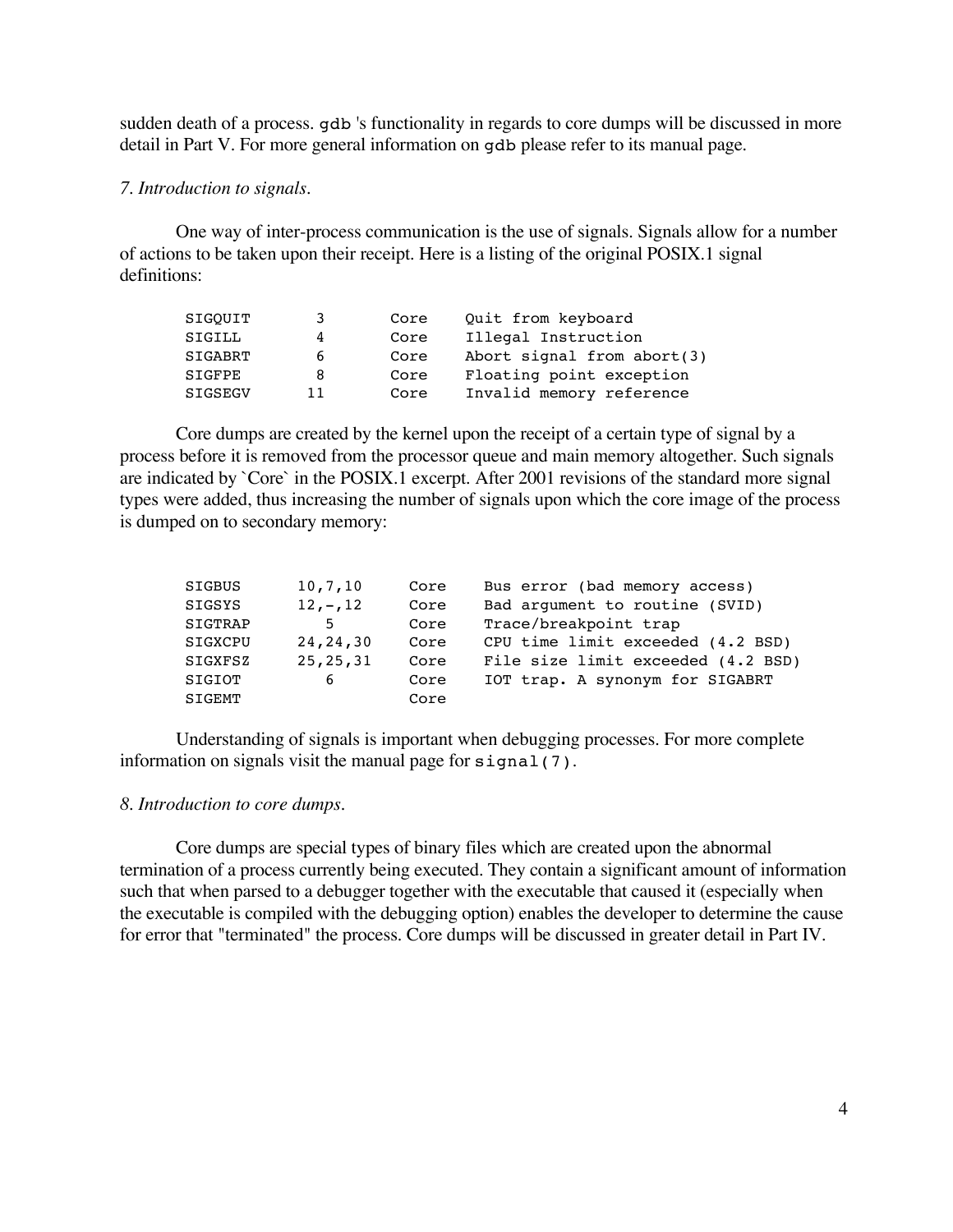sudden death of a process. `gdb` 's functionality in regards to core dumps will be discussed in more detail in Part V. For more general information on `gdb` please refer to its manual page.

*7. Introduction to signals.*

One way of inter-process communication is the use of signals. Signals allow for a number of actions to be taken upon their receipt. Here is a listing of the original POSIX.1 signal definitions:

```
SIGQUIT       3       Core    Quit from keyboard
SIGILL        4       Core    Illegal Instruction
SIGABRT       6       Core    Abort signal from abort(3)
SIGFPE        8       Core    Floating point exception
SIGSEGV      11       Core    Invalid memory reference
```

Core dumps are created by the kernel upon the receipt of a certain type of signal by a process before it is removed from the processor queue and main memory altogether. Such signals are indicated by `Core` in the POSIX.1 excerpt. After 2001 revisions of the standard more signal types were added, thus increasing the number of signals upon which the core image of the process is dumped on to secondary memory:

```
SIGBUS      10,7,10     Core    Bus error (bad memory access)
SIGSYS      12,-,12     Core    Bad argument to routine (SVID)
SIGTRAP        5        Core    Trace/breakpoint trap
SIGXCPU     24,24,30    Core    CPU time limit exceeded (4.2 BSD)
SIGXFSZ     25,25,31    Core    File size limit exceeded (4.2 BSD)
SIGIOT         6        Core    IOT trap. A synonym for SIGABRT
SIGEMT                  Core
```

Understanding of signals is important when debugging processes. For more complete information on signals visit the manual page for `signal(7)`.

*8. Introduction to core dumps.*

Core dumps are special types of binary files which are created upon the abnormal termination of a process currently being executed. They contain a significant amount of information such that when parsed to a debugger together with the executable that caused it (especially when the executable is compiled with the debugging option) enables the developer to determine the cause for error that "terminated" the process. Core dumps will be discussed in greater detail in Part IV.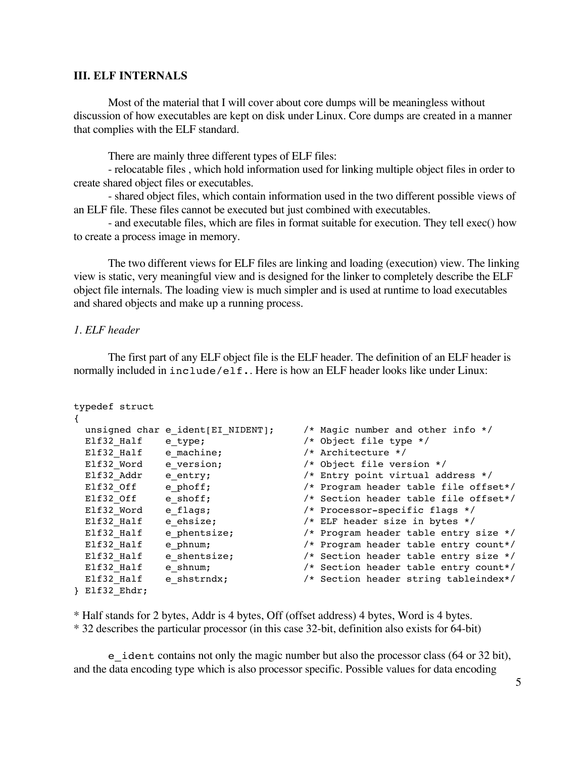### III. ELF INTERNALS

Most of the material that I will cover about core dumps will be meaningless without discussion of how executables are kept on disk under Linux. Core dumps are created in a manner that complies with the ELF standard.

There are mainly three different types of ELF files:

- relocatable files , which hold information used for linking multiple object files in order to create shared object files or executables.
- shared object files, which contain information used in the two different possible views of an ELF file. These files cannot be executed but just combined with executables.
- and executable files, which are files in format suitable for execution. They tell exec() how to create a process image in memory.

The two different views for ELF files are linking and loading (execution) view. The linking view is static, very meaningful view and is designed for the linker to completely describe the ELF object file internals. The loading view is much simpler and is used at runtime to load executables and shared objects and make up a running process.

*1. ELF header*

The first part of any ELF object file is the ELF header. The definition of an ELF header is normally included in `include/elf.`. Here is how an ELF header looks like under Linux:

```
typedef struct
{
  unsigned char e_ident[EI_NIDENT];     /* Magic number and other info */
  Elf32_Half    e_type;                 /* Object file type */
  Elf32_Half    e_machine;              /* Architecture */
  Elf32_Word    e_version;              /* Object file version */
  Elf32_Addr    e_entry;                /* Entry point virtual address */
  Elf32_Off     e_phoff;                /* Program header table file offset*/
  Elf32_Off     e_shoff;                /* Section header table file offset*/
  Elf32_Word    e_flags;                /* Processor-specific flags */
  Elf32_Half    e_ehsize;               /* ELF header size in bytes */
  Elf32_Half    e_phentsize;            /* Program header table entry size */
  Elf32_Half    e_phnum;                /* Program header table entry count*/
  Elf32_Half    e_shentsize;            /* Section header table entry size */
  Elf32_Half    e_shnum;                /* Section header table entry count*/
  Elf32_Half    e_shstrndx;             /* Section header string tableindex*/
} Elf32_Ehdr;
```

* Half stands for 2 bytes, Addr is 4 bytes, Off (offset address) 4 bytes, Word is 4 bytes.
* 32 describes the particular processor (in this case 32-bit, definition also exists for 64-bit)

`e_ident` contains not only the magic number but also the processor class (64 or 32 bit), and the data encoding type which is also processor specific. Possible values for data encoding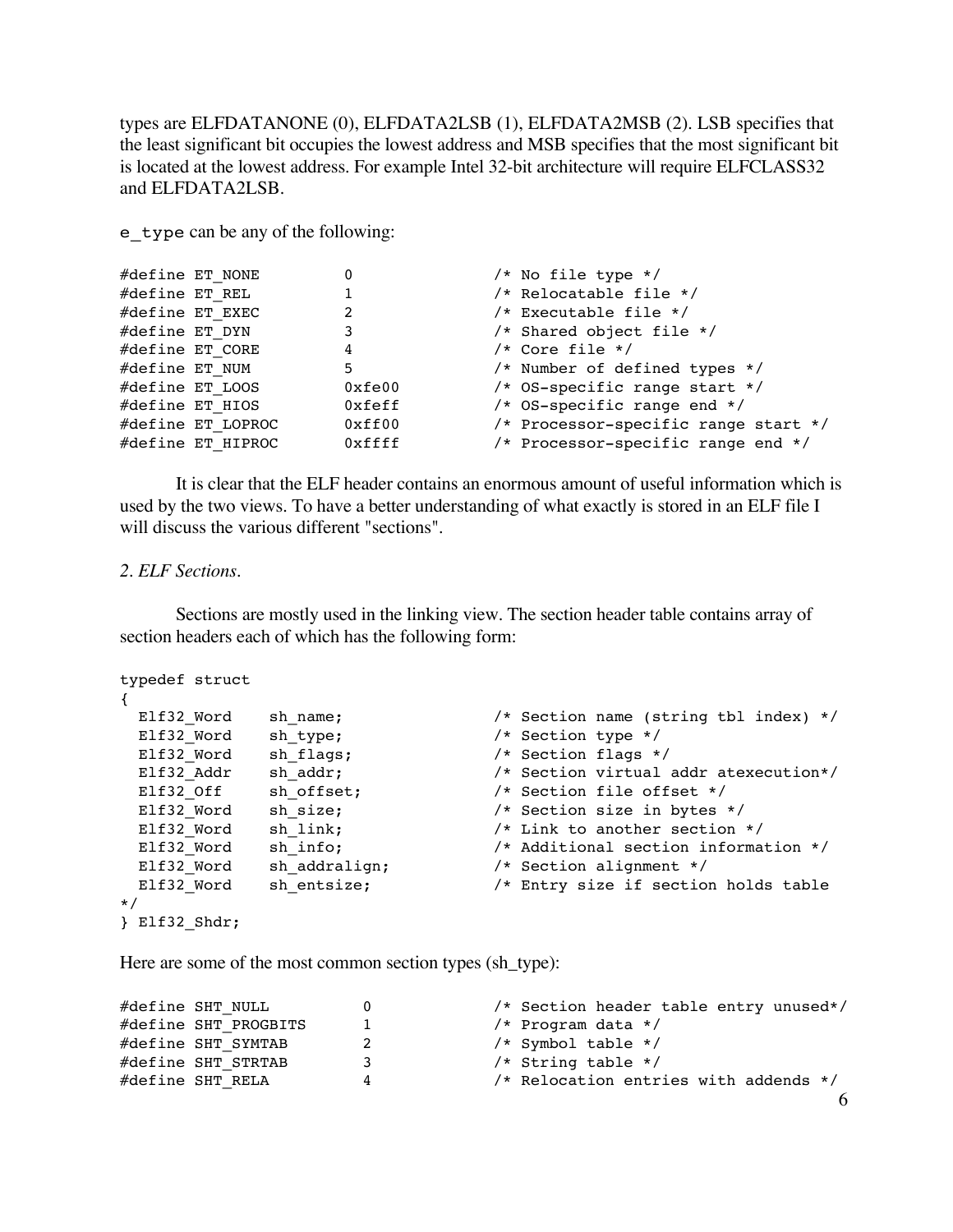types are ELFDATANONE (0), ELFDATA2LSB (1), ELFDATA2MSB (2). LSB specifies that the least significant bit occupies the lowest address and MSB specifies that the most significant bit is located at the lowest address. For example Intel 32-bit architecture will require ELFCLASS32 and ELFDATA2LSB.

`e_type` can be any of the following:

```
#define ET_NONE         0               /* No file type */
#define ET_REL          1               /* Relocatable file */
#define ET_EXEC         2               /* Executable file */
#define ET_DYN          3               /* Shared object file */
#define ET_CORE         4               /* Core file */
#define ET_NUM          5               /* Number of defined types */
#define ET_LOOS         0xfe00          /* OS-specific range start */
#define ET_HIOS         0xfeff          /* OS-specific range end */
#define ET_LOPROC       0xff00          /* Processor-specific range start */
#define ET_HIPROC       0xffff          /* Processor-specific range end */
```

It is clear that the ELF header contains an enormous amount of useful information which is used by the two views. To have a better understanding of what exactly is stored in an ELF file I will discuss the various different "sections".

*2. ELF Sections.*

Sections are mostly used in the linking view. The section header table contains array of section headers each of which has the following form:

```
typedef struct
{
  Elf32_Word    sh_name;                /* Section name (string tbl index) */
  Elf32_Word    sh_type;                /* Section type */
  Elf32_Word    sh_flags;               /* Section flags */
  Elf32_Addr    sh_addr;                /* Section virtual addr atexecution*/
  Elf32_Off     sh_offset;              /* Section file offset */
  Elf32_Word    sh_size;                /* Section size in bytes */
  Elf32_Word    sh_link;                /* Link to another section */
  Elf32_Word    sh_info;                /* Additional section information */
  Elf32_Word    sh_addralign;           /* Section alignment */
  Elf32_Word    sh_entsize;             /* Entry size if section holds table
*/
} Elf32_Shdr;
```

Here are some of the most common section types (sh_type):

```
#define SHT_NULL          0             /* Section header table entry unused*/
#define SHT_PROGBITS      1             /* Program data */
#define SHT_SYMTAB        2             /* Symbol table */
#define SHT_STRTAB        3             /* String table */
#define SHT_RELA          4             /* Relocation entries with addends */
```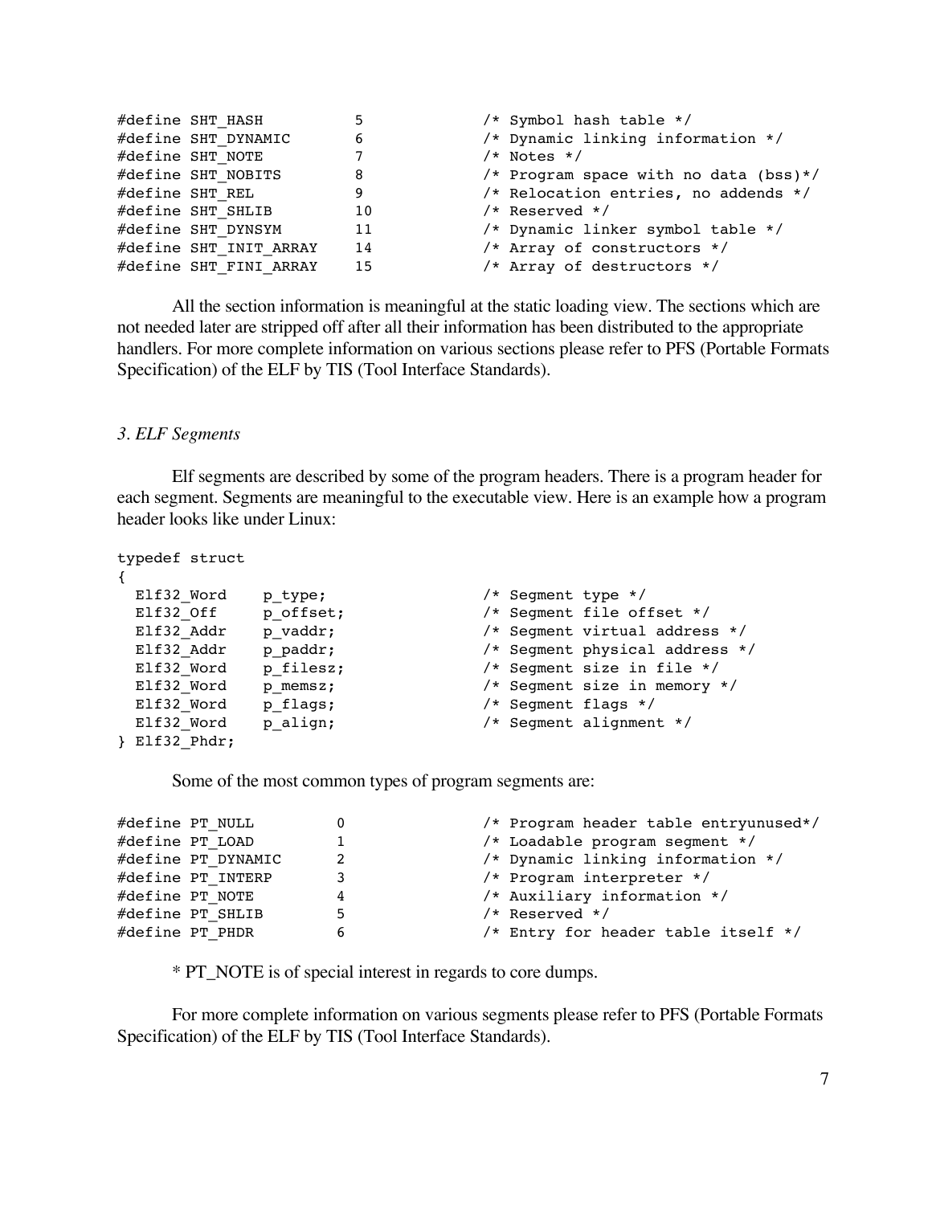```
#define SHT_HASH          5             /* Symbol hash table */
#define SHT_DYNAMIC       6             /* Dynamic linking information */
#define SHT_NOTE          7             /* Notes */
#define SHT_NOBITS        8             /* Program space with no data (bss)*/
#define SHT_REL           9             /* Relocation entries, no addends */
#define SHT_SHLIB         10            /* Reserved */
#define SHT_DYNSYM        11            /* Dynamic linker symbol table */
#define SHT_INIT_ARRAY    14            /* Array of constructors */
#define SHT_FINI_ARRAY    15            /* Array of destructors */
```

All the section information is meaningful at the static loading view. The sections which are not needed later are stripped off after all their information has been distributed to the appropriate handlers. For more complete information on various sections please refer to PFS (Portable Formats Specification) of the ELF by TIS (Tool Interface Standards).

### *3. ELF Segments*

Elf segments are described by some of the program headers. There is a program header for each segment. Segments are meaningful to the executable view. Here is an example how a program header looks like under Linux:

```
typedef struct
{
  Elf32_Word    p_type;               /* Segment type */
  Elf32_Off     p_offset;             /* Segment file offset */
  Elf32_Addr    p_vaddr;              /* Segment virtual address */
  Elf32_Addr    p_paddr;              /* Segment physical address */
  Elf32_Word    p_filesz;             /* Segment size in file */
  Elf32_Word    p_memsz;              /* Segment size in memory */
  Elf32_Word    p_flags;              /* Segment flags */
  Elf32_Word    p_align;              /* Segment alignment */
} Elf32_Phdr;
```

Some of the most common types of program segments are:

```
#define PT_NULL         0             /* Program header table entryunused*/
#define PT_LOAD         1             /* Loadable program segment */
#define PT_DYNAMIC      2             /* Dynamic linking information */
#define PT_INTERP       3             /* Program interpreter */
#define PT_NOTE         4             /* Auxiliary information */
#define PT_SHLIB        5             /* Reserved */
#define PT_PHDR         6             /* Entry for header table itself */
```

* PT_NOTE is of special interest in regards to core dumps.

For more complete information on various segments please refer to PFS (Portable Formats Specification) of the ELF by TIS (Tool Interface Standards).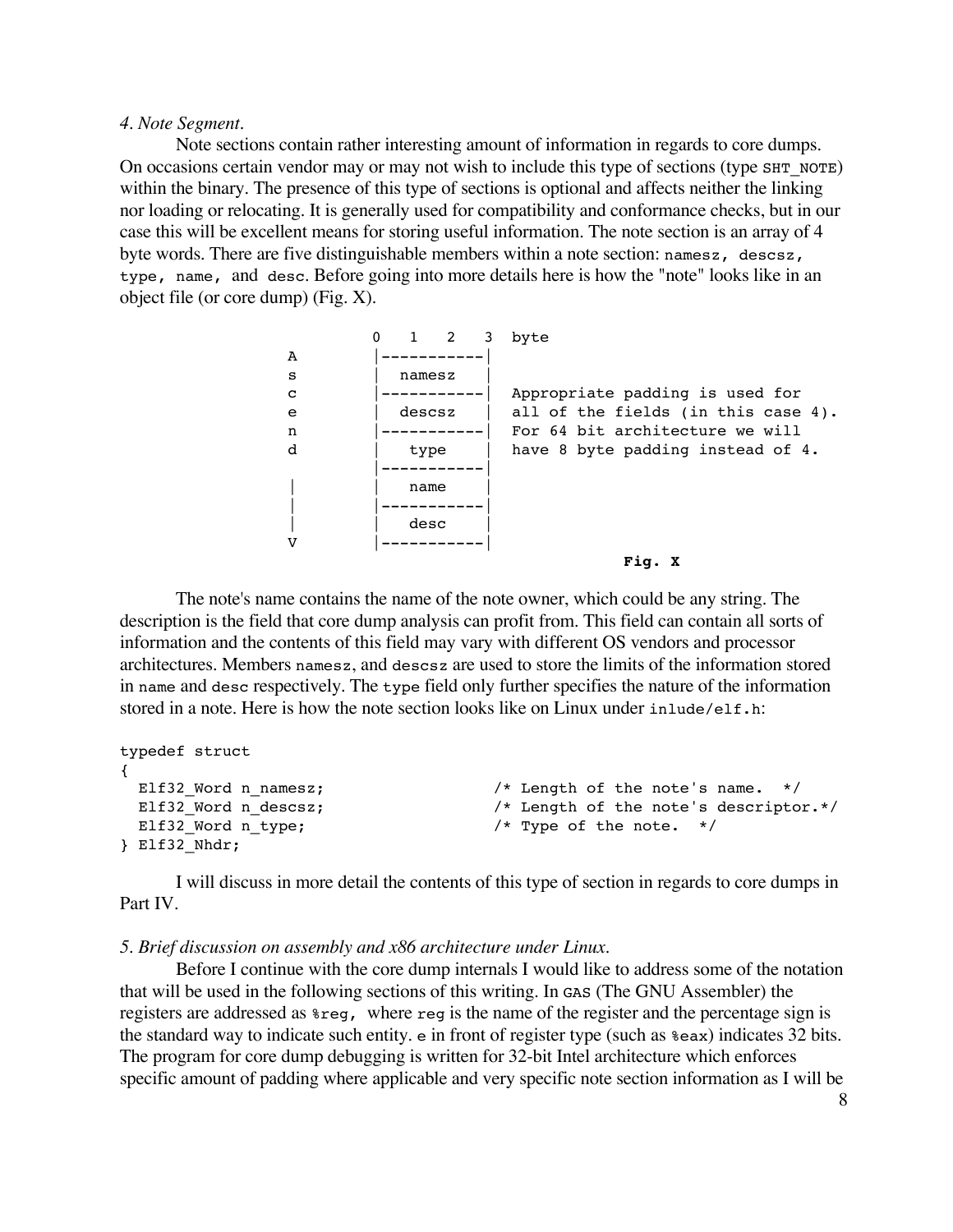*4. Note Segment.*

Note sections contain rather interesting amount of information in regards to core dumps. On occasions certain vendor may or may not wish to include this type of sections (type `SHT_NOTE`) within the binary. The presence of this type of sections is optional and affects neither the linking nor loading or relocating. It is generally used for compatibility and conformance checks, but in our case this will be excellent means for storing useful information. The note section is an array of 4 byte words. There are five distinguishable members within a note section: `namesz, descsz, type, name,` and `desc`. Before going into more details here is how the "note" looks like in an object file (or core dump) (Fig. X).

```
            0   1   2   3  byte
A           |-----------|
s           |   namesz  |
c           |-----------|  Appropriate padding is used for
e           |   descsz  |  all of the fields (in this case 4).
n           |-----------|  For 64 bit architecture we will
d           |    type   |  have 8 byte padding instead of 4.
            |-----------|
|           |    name   |
|           |-----------|
|           |    desc   |
V           |-----------|
```

**Fig. X**

The note's name contains the name of the note owner, which could be any string. The description is the field that core dump analysis can profit from. This field can contain all sorts of information and the contents of this field may vary with different OS vendors and processor architectures. Members `namesz`, and `descsz` are used to store the limits of the information stored in `name` and `desc` respectively. The `type` field only further specifies the nature of the information stored in a note. Here is how the note section looks like on Linux under `inlude/elf.h`:

```
typedef struct
{
  Elf32_Word n_namesz;                  /* Length of the note's name.  */
  Elf32_Word n_descsz;                  /* Length of the note's descriptor.*/
  Elf32_Word n_type;                    /* Type of the note.  */
} Elf32_Nhdr;
```

I will discuss in more detail the contents of this type of section in regards to core dumps in Part IV.

*5. Brief discussion on assembly and x86 architecture under Linux.*

Before I continue with the core dump internals I would like to address some of the notation that will be used in the following sections of this writing. In `GAS` (The GNU Assembler) the registers are addressed as `%reg,` where `reg` is the name of the register and the percentage sign is the standard way to indicate such entity. `e` in front of register type (such as `%eax`) indicates 32 bits. The program for core dump debugging is written for 32-bit Intel architecture which enforces specific amount of padding where applicable and very specific note section information as I will be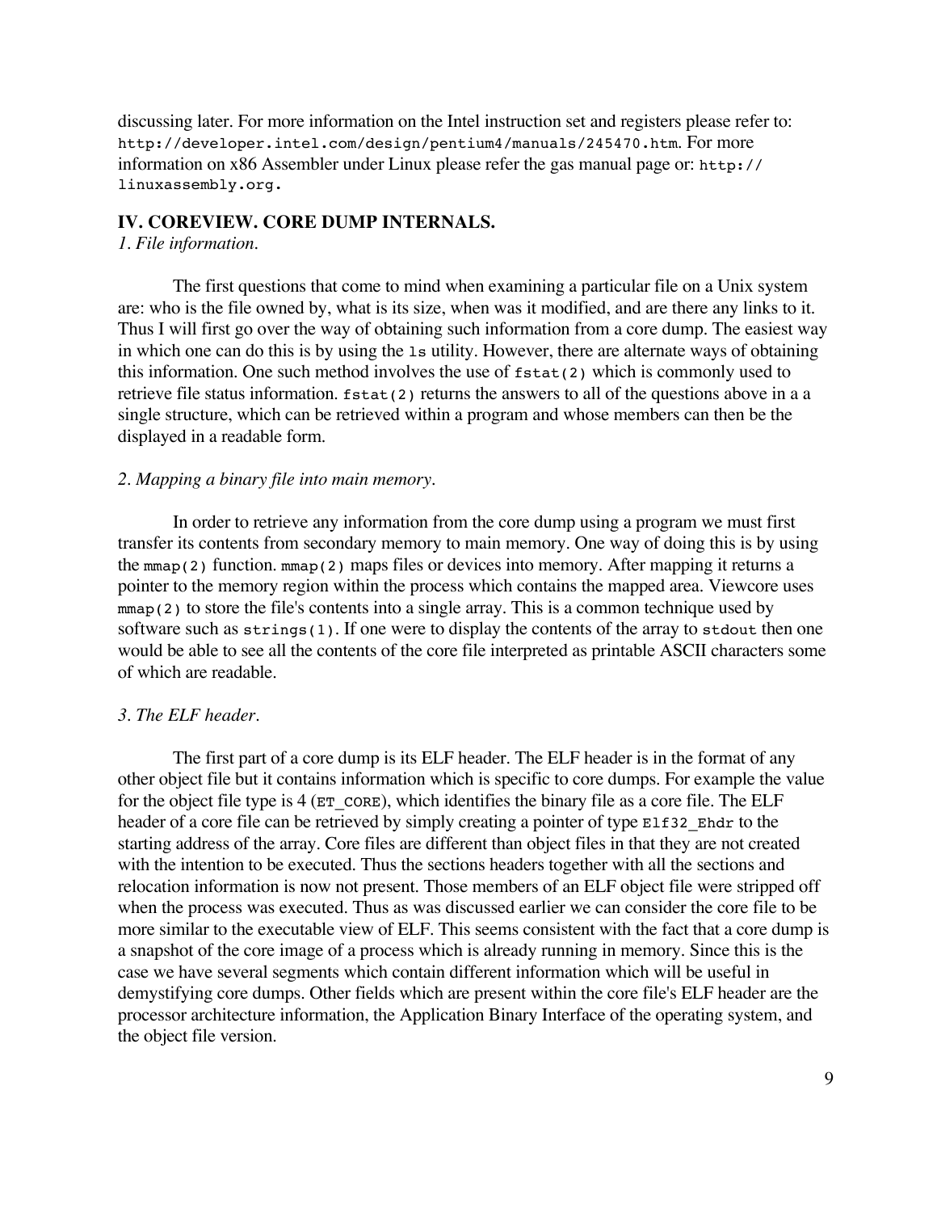discussing later. For more information on the Intel instruction set and registers please refer to: `http://developer.intel.com/design/pentium4/manuals/245470.htm`. For more information on x86 Assembler under Linux please refer the gas manual page or: `http://linuxassembly.org`.

## IV. COREVIEW. CORE DUMP INTERNALS.

### *1. File information.*

The first questions that come to mind when examining a particular file on a Unix system are: who is the file owned by, what is its size, when was it modified, and are there any links to it. Thus I will first go over the way of obtaining such information from a core dump. The easiest way in which one can do this is by using the `ls` utility. However, there are alternate ways of obtaining this information. One such method involves the use of `fstat(2)` which is commonly used to retrieve file status information. `fstat(2)` returns the answers to all of the questions above in a a single structure, which can be retrieved within a program and whose members can then be the displayed in a readable form.

### *2. Mapping a binary file into main memory.*

In order to retrieve any information from the core dump using a program we must first transfer its contents from secondary memory to main memory. One way of doing this is by using the `mmap(2)` function. `mmap(2)` maps files or devices into memory. After mapping it returns a pointer to the memory region within the process which contains the mapped area. Viewcore uses `mmap(2)` to store the file's contents into a single array. This is a common technique used by software such as `strings(1)`. If one were to display the contents of the array to `stdout` then one would be able to see all the contents of the core file interpreted as printable ASCII characters some of which are readable.

### *3. The ELF header.*

The first part of a core dump is its ELF header. The ELF header is in the format of any other object file but it contains information which is specific to core dumps. For example the value for the object file type is 4 (`ET_CORE`), which identifies the binary file as a core file. The ELF header of a core file can be retrieved by simply creating a pointer of type `Elf32_Ehdr` to the starting address of the array. Core files are different than object files in that they are not created with the intention to be executed. Thus the sections headers together with all the sections and relocation information is now not present. Those members of an ELF object file were stripped off when the process was executed. Thus as was discussed earlier we can consider the core file to be more similar to the executable view of ELF. This seems consistent with the fact that a core dump is a snapshot of the core image of a process which is already running in memory. Since this is the case we have several segments which contain different information which will be useful in demystifying core dumps. Other fields which are present within the core file's ELF header are the processor architecture information, the Application Binary Interface of the operating system, and the object file version.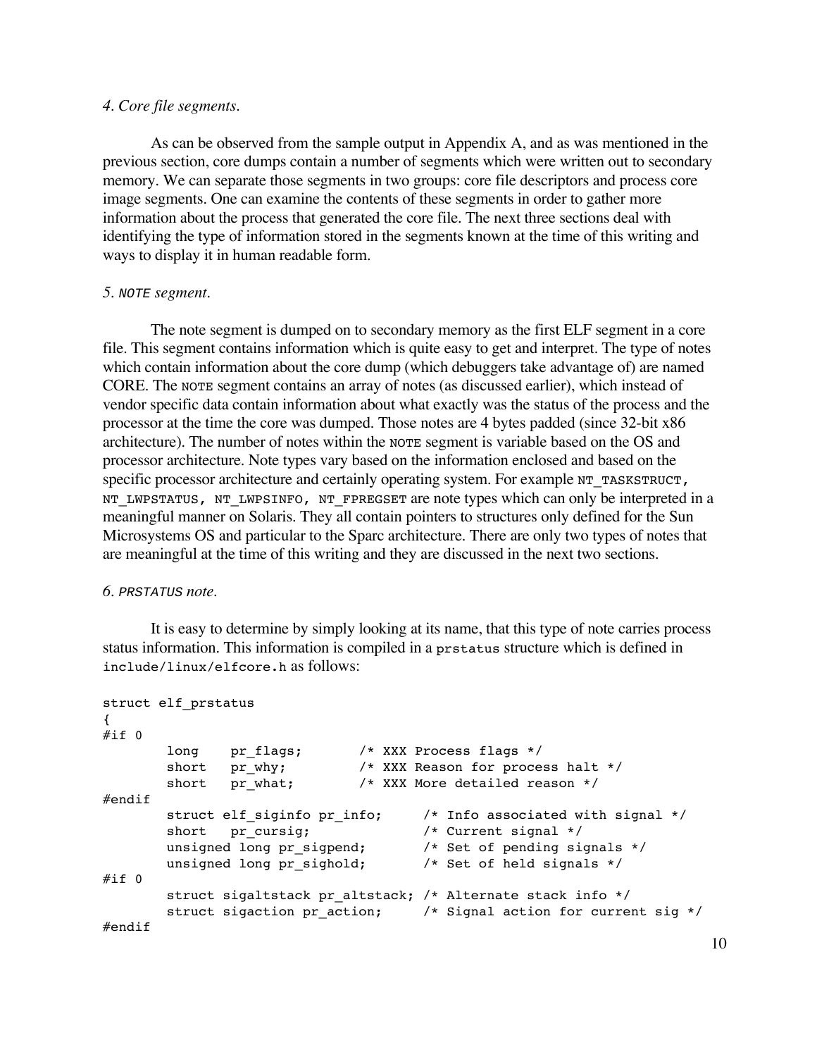*4. Core file segments.*

As can be observed from the sample output in Appendix A, and as was mentioned in the previous section, core dumps contain a number of segments which were written out to secondary memory. We can separate those segments in two groups: core file descriptors and process core image segments. One can examine the contents of these segments in order to gather more information about the process that generated the core file. The next three sections deal with identifying the type of information stored in the segments known at the time of this writing and ways to display it in human readable form.

*5. `NOTE` segment.*

The note segment is dumped on to secondary memory as the first ELF segment in a core file. This segment contains information which is quite easy to get and interpret. The type of notes which contain information about the core dump (which debuggers take advantage of) are named CORE. The `NOTE` segment contains an array of notes (as discussed earlier), which instead of vendor specific data contain information about what exactly was the status of the process and the processor at the time the core was dumped. Those notes are 4 bytes padded (since 32-bit x86 architecture). The number of notes within the `NOTE` segment is variable based on the OS and processor architecture. Note types vary based on the information enclosed and based on the specific processor architecture and certainly operating system. For example `NT_TASKSTRUCT, NT_LWPSTATUS, NT_LWPSINFO, NT_FPREGSET` are note types which can only be interpreted in a meaningful manner on Solaris. They all contain pointers to structures only defined for the Sun Microsystems OS and particular to the Sparc architecture. There are only two types of notes that are meaningful at the time of this writing and they are discussed in the next two sections.

*6. `PRSTATUS` note.*

It is easy to determine by simply looking at its name, that this type of note carries process status information. This information is compiled in a `prstatus` structure which is defined in `include/linux/elfcore.h` as follows:

```
struct elf_prstatus
{
#if 0
        long    pr_flags;       /* XXX Process flags */
        short   pr_why;         /* XXX Reason for process halt */
        short   pr_what;        /* XXX More detailed reason */
#endif
        struct elf_siginfo pr_info;     /* Info associated with signal */
        short   pr_cursig;              /* Current signal */
        unsigned long pr_sigpend;       /* Set of pending signals */
        unsigned long pr_sighold;       /* Set of held signals */
#if 0
        struct sigaltstack pr_altstack; /* Alternate stack info */
        struct sigaction pr_action;     /* Signal action for current sig */
#endif
```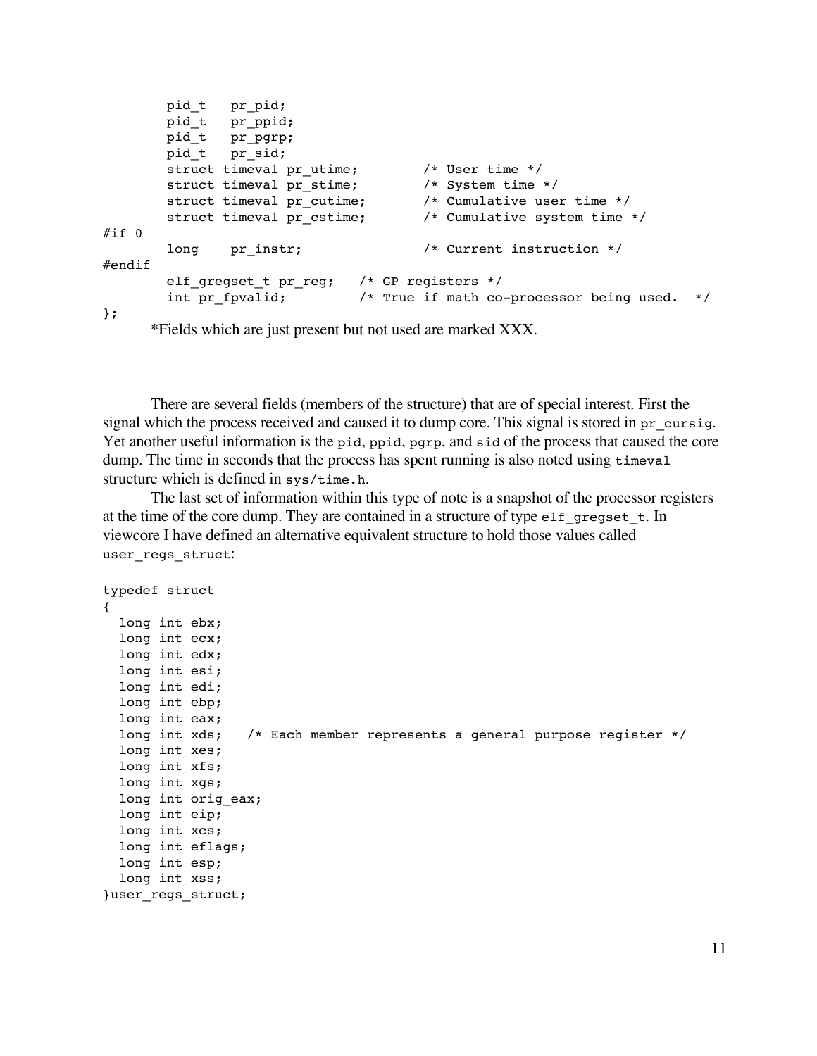```
        pid_t   pr_pid;
        pid_t   pr_ppid;
        pid_t   pr_pgrp;
        pid_t   pr_sid;
        struct timeval pr_utime;        /* User time */
        struct timeval pr_stime;        /* System time */
        struct timeval pr_cutime;       /* Cumulative user time */
        struct timeval pr_cstime;       /* Cumulative system time */
#if 0
        long    pr_instr;               /* Current instruction */
#endif
        elf_gregset_t pr_reg;   /* GP registers */
        int pr_fpvalid;         /* True if math co-processor being used.  */
};
```

*Fields which are just present but not used are marked XXX.

There are several fields (members of the structure) that are of special interest. First the signal which the process received and caused it to dump core. This signal is stored in `pr_cursig`. Yet another useful information is the `pid`, `ppid`, `pgrp`, and `sid` of the process that caused the core dump. The time in seconds that the process has spent running is also noted using `timeval` structure which is defined in `sys/time.h`.

The last set of information within this type of note is a snapshot of the processor registers at the time of the core dump. They are contained in a structure of type `elf_gregset_t`. In viewcore I have defined an alternative equivalent structure to hold those values called `user_regs_struct`:

```
typedef struct
{
  long int ebx;
  long int ecx;
  long int edx;
  long int esi;
  long int edi;
  long int ebp;
  long int eax;
  long int xds;   /* Each member represents a general purpose register */
  long int xes;
  long int xfs;
  long int xgs;
  long int orig_eax;
  long int eip;
  long int xcs;
  long int eflags;
  long int esp;
  long int xss;
}user_regs_struct;
```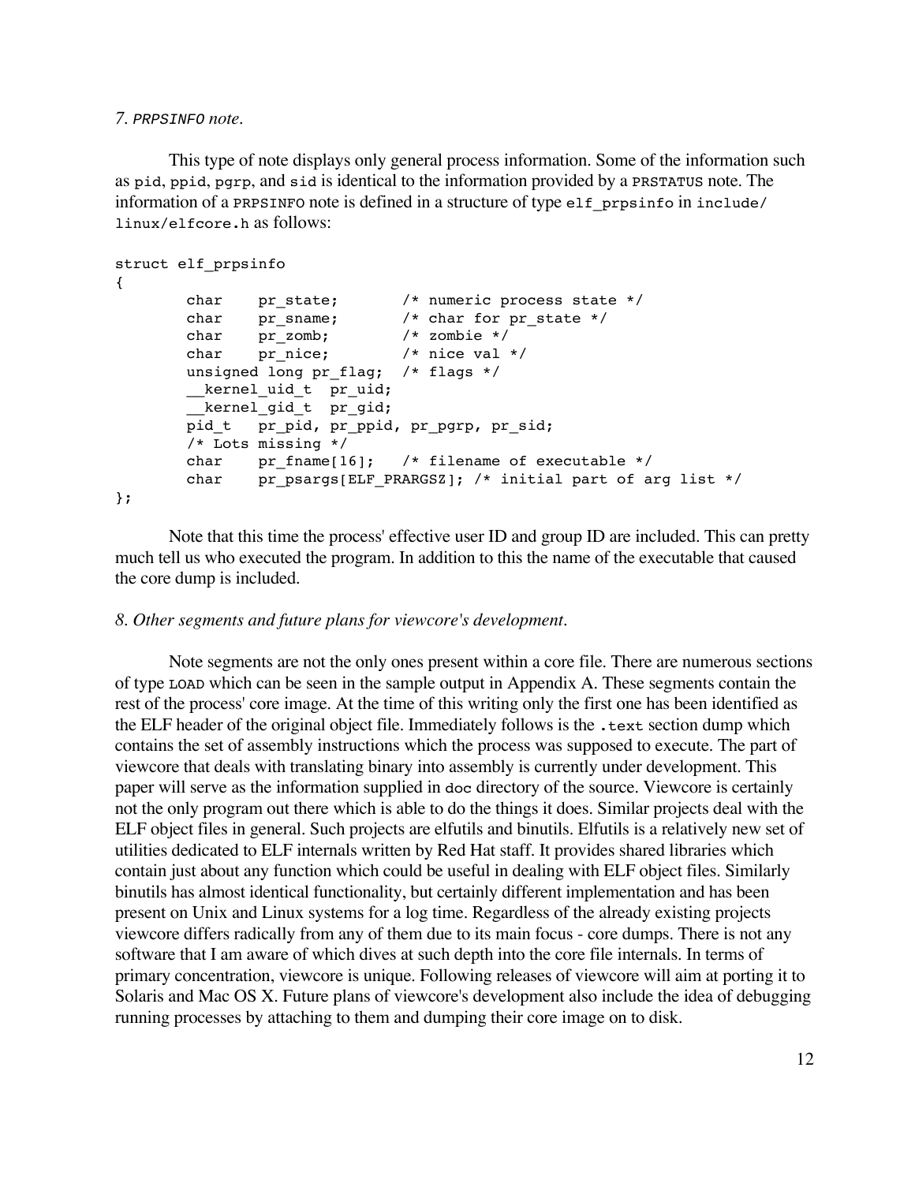*7. `PRPSINFO` note.*

This type of note displays only general process information. Some of the information such as `pid`, `ppid`, `pgrp`, and `sid` is identical to the information provided by a `PRSTATUS` note. The information of a `PRPSINFO` note is defined in a structure of type `elf_prpsinfo` in `include/linux/elfcore.h` as follows:

```
struct elf_prpsinfo
{
        char    pr_state;       /* numeric process state */
        char    pr_sname;       /* char for pr_state */
        char    pr_zomb;        /* zombie */
        char    pr_nice;        /* nice val */
        unsigned long pr_flag;  /* flags */
        __kernel_uid_t  pr_uid;
        __kernel_gid_t  pr_gid;
        pid_t   pr_pid, pr_ppid, pr_pgrp, pr_sid;
        /* Lots missing */
        char    pr_fname[16];   /* filename of executable */
        char    pr_psargs[ELF_PRARGSZ]; /* initial part of arg list */
};
```

Note that this time the process' effective user ID and group ID are included. This can pretty much tell us who executed the program. In addition to this the name of the executable that caused the core dump is included.

*8. Other segments and future plans for viewcore's development.*

Note segments are not the only ones present within a core file. There are numerous sections of type `LOAD` which can be seen in the sample output in Appendix A. These segments contain the rest of the process' core image. At the time of this writing only the first one has been identified as the ELF header of the original object file. Immediately follows is the `.text` section dump which contains the set of assembly instructions which the process was supposed to execute. The part of viewcore that deals with translating binary into assembly is currently under development. This paper will serve as the information supplied in `doc` directory of the source. Viewcore is certainly not the only program out there which is able to do the things it does. Similar projects deal with the ELF object files in general. Such projects are elfutils and binutils. Elfutils is a relatively new set of utilities dedicated to ELF internals written by Red Hat staff. It provides shared libraries which contain just about any function which could be useful in dealing with ELF object files. Similarly binutils has almost identical functionality, but certainly different implementation and has been present on Unix and Linux systems for a log time. Regardless of the already existing projects viewcore differs radically from any of them due to its main focus - core dumps. There is not any software that I am aware of which dives at such depth into the core file internals. In terms of primary concentration, viewcore is unique. Following releases of viewcore will aim at porting it to Solaris and Mac OS X. Future plans of viewcore's development also include the idea of debugging running processes by attaching to them and dumping their core image on to disk.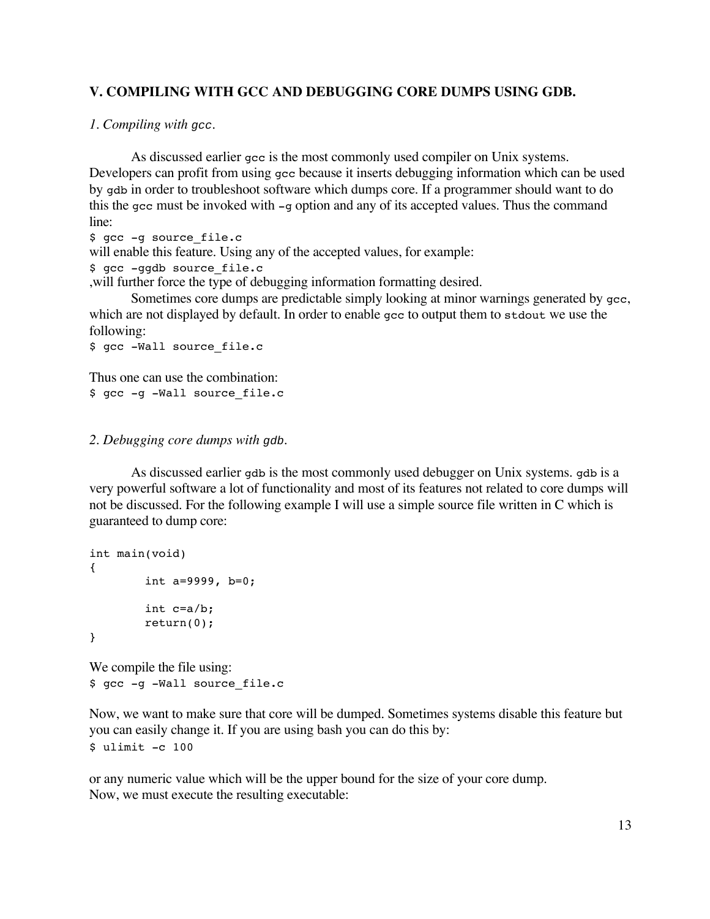## V. COMPILING WITH GCC AND DEBUGGING CORE DUMPS USING GDB.

*1. Compiling with `gcc`.*

As discussed earlier `gcc` is the most commonly used compiler on Unix systems. Developers can profit from using `gcc` because it inserts debugging information which can be used by `gdb` in order to troubleshoot software which dumps core. If a programmer should want to do this the `gcc` must be invoked with `-g` option and any of its accepted values. Thus the command line:

```
$ gcc -g source_file.c
```

will enable this feature. Using any of the accepted values, for example:

```
$ gcc -ggdb source_file.c
```

,will further force the type of debugging information formatting desired.

Sometimes core dumps are predictable simply looking at minor warnings generated by `gcc`, which are not displayed by default. In order to enable `gcc` to output them to `stdout` we use the following:

```
$ gcc -Wall source_file.c
```

Thus one can use the combination:

```
$ gcc -g -Wall source_file.c
```

*2. Debugging core dumps with `gdb`.*

As discussed earlier `gdb` is the most commonly used debugger on Unix systems. `gdb` is a very powerful software a lot of functionality and most of its features not related to core dumps will not be discussed. For the following example I will use a simple source file written in C which is guaranteed to dump core:

```
int main(void)
{
        int a=9999, b=0;

        int c=a/b;
        return(0);
}
```

We compile the file using:

```
$ gcc -g -Wall source_file.c
```

Now, we want to make sure that core will be dumped. Sometimes systems disable this feature but you can easily change it. If you are using bash you can do this by:

```
$ ulimit -c 100
```

or any numeric value which will be the upper bound for the size of your core dump.
Now, we must execute the resulting executable: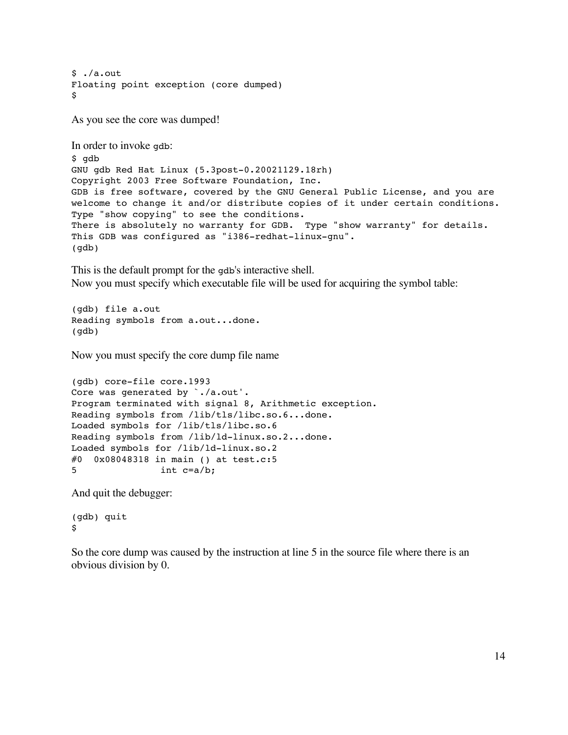```
$ ./a.out
Floating point exception (core dumped)
$
```

As you see the core was dumped!

In order to invoke `gdb`:

```
$ gdb
GNU gdb Red Hat Linux (5.3post-0.20021129.18rh)
Copyright 2003 Free Software Foundation, Inc.
GDB is free software, covered by the GNU General Public License, and you are
welcome to change it and/or distribute copies of it under certain conditions.
Type "show copying" to see the conditions.
There is absolutely no warranty for GDB.  Type "show warranty" for details.
This GDB was configured as "i386-redhat-linux-gnu".
(gdb)
```

This is the default prompt for the `gdb`'s interactive shell.
Now you must specify which executable file will be used for acquiring the symbol table:

```
(gdb) file a.out
Reading symbols from a.out...done.
(gdb)
```

Now you must specify the core dump file name

```
(gdb) core-file core.1993
Core was generated by `./a.out'.
Program terminated with signal 8, Arithmetic exception.
Reading symbols from /lib/tls/libc.so.6...done.
Loaded symbols for /lib/tls/libc.so.6
Reading symbols from /lib/ld-linux.so.2...done.
Loaded symbols for /lib/ld-linux.so.2
#0  0x08048318 in main () at test.c:5
5               int c=a/b;
```

And quit the debugger:

```
(gdb) quit
$
```

So the core dump was caused by the instruction at line 5 in the source file where there is an obvious division by 0.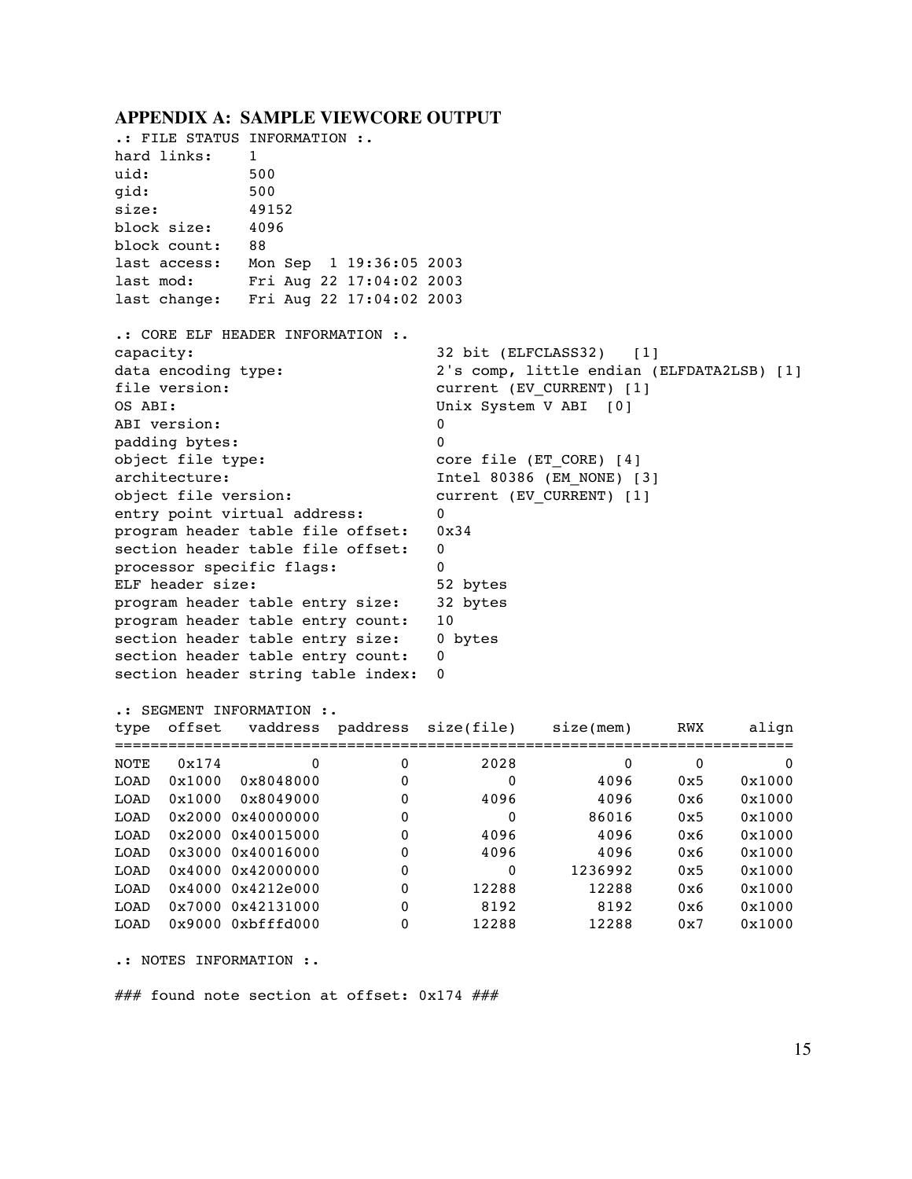## APPENDIX A: SAMPLE VIEWCORE OUTPUT

```
.: FILE STATUS INFORMATION :.
hard links:     1
uid:            500
gid:            500
size:           49152
block size:     4096
block count:    88
last access:    Mon Sep  1 19:36:05 2003
last mod:       Fri Aug 22 17:04:02 2003
last change:    Fri Aug 22 17:04:02 2003

.: CORE ELF HEADER INFORMATION :.
capacity:                          32 bit (ELFCLASS32)   [1]
data encoding type:                2's comp, little endian (ELFDATA2LSB) [1]
file version:                      current (EV_CURRENT) [1]
OS ABI:                            Unix System V ABI  [0]
ABI version:                       0
padding bytes:                     0
object file type:                  core file (ET_CORE) [4]
architecture:                      Intel 80386 (EM_NONE) [3]
object file version:               current (EV_CURRENT) [1]
entry point virtual address:       0
program header table file offset:  0x34
section header table file offset:  0
processor specific flags:          0
ELF header size:                   52 bytes
program header table entry size:   32 bytes
program header table entry count:  10
section header table entry size:   0 bytes
section header table entry count:  0
section header string table index: 0

.: SEGMENT INFORMATION :.
type  offset   vaddress  paddress  size(file)    size(mem)     RWX     align
=============================================================================
NOTE   0x174          0         0        2028            0       0         0
LOAD  0x1000  0x8048000         0           0         4096     0x5    0x1000
LOAD  0x1000  0x8049000         0        4096         4096     0x6    0x1000
LOAD  0x2000 0x40000000         0           0        86016     0x5    0x1000
LOAD  0x2000 0x40015000         0        4096         4096     0x6    0x1000
LOAD  0x3000 0x40016000         0        4096         4096     0x6    0x1000
LOAD  0x4000 0x42000000         0           0      1236992     0x5    0x1000
LOAD  0x4000 0x4212e000         0       12288        12288     0x6    0x1000
LOAD  0x7000 0x42131000         0        8192         8192     0x6    0x1000
LOAD  0x9000 0xbfffd000         0       12288        12288     0x7    0x1000

.: NOTES INFORMATION :.

### found note section at offset: 0x174 ###
```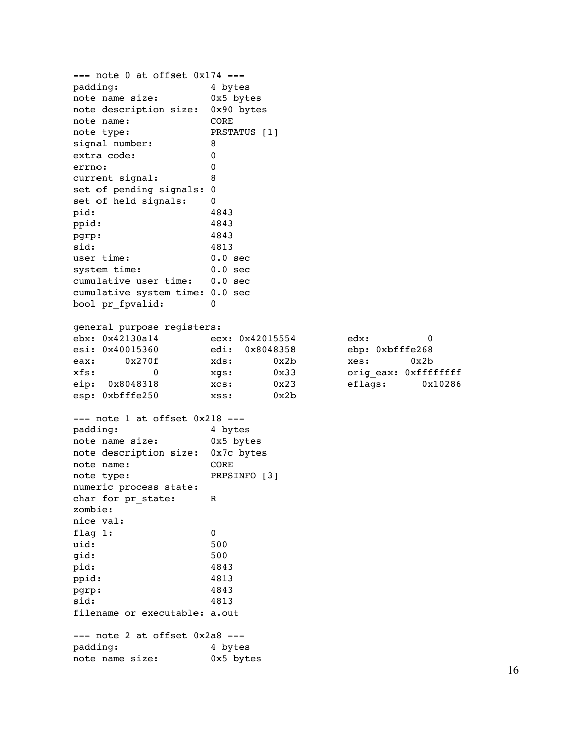```
--- note 0 at offset 0x174 ---
padding:                4 bytes
note name size:         0x5 bytes
note description size:  0x90 bytes
note name:              CORE
note type:              PRSTATUS [1]
signal number:          8
extra code:             0
errno:                  0
current signal:         8
set of pending signals: 0
set of held signals:    0
pid:                    4843
ppid:                   4843
pgrp:                   4843
sid:                    4813
user time:              0.0 sec
system time:            0.0 sec
cumulative user time:   0.0 sec
cumulative system time: 0.0 sec
bool pr_fpvalid:        0

general purpose registers:
ebx: 0x42130a14         ecx: 0x42015554         edx:          0
esi: 0x40015360         edi:  0x8048358         ebp: 0xbfffe268
eax:     0x270f         xds:       0x2b         xes:       0x2b
xfs:          0         xgs:       0x33         orig_eax: 0xffffffff
eip:  0x8048318         xcs:       0x23         eflags:     0x10286
esp: 0xbfffe250         xss:       0x2b

--- note 1 at offset 0x218 ---
padding:                4 bytes
note name size:         0x5 bytes
note description size:  0x7c bytes
note name:              CORE
note type:              PRPSINFO [3]
numeric process state:
char for pr_state:      R
zombie:
nice val:
flag 1:                 0
uid:                    500
gid:                    500
pid:                    4843
ppid:                   4813
pgrp:                   4843
sid:                    4813
filename or executable: a.out

--- note 2 at offset 0x2a8 ---
padding:                4 bytes
note name size:         0x5 bytes
```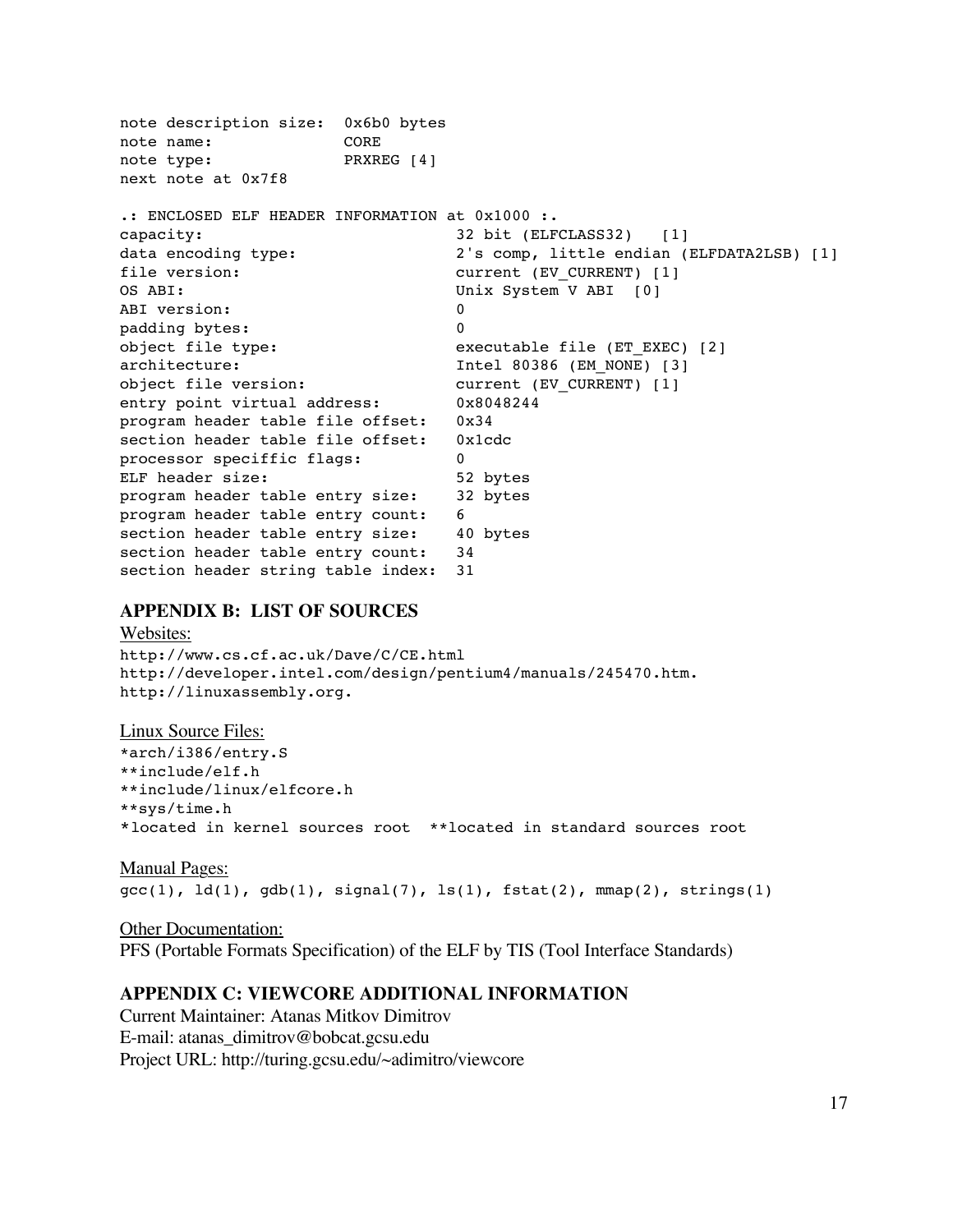```
note description size:  0x6b0 bytes
note name:              CORE
note type:              PRXREG [4]
next note at 0x7f8

.: ENCLOSED ELF HEADER INFORMATION at 0x1000 :.
capacity:                          32 bit (ELFCLASS32)   [1]
data encoding type:                2's comp, little endian (ELFDATA2LSB) [1]
file version:                      current (EV_CURRENT) [1]
OS ABI:                            Unix System V ABI  [0]
ABI version:                       0
padding bytes:                     0
object file type:                  executable file (ET_EXEC) [2]
architecture:                      Intel 80386 (EM_NONE) [3]
object file version:               current (EV_CURRENT) [1]
entry point virtual address:       0x8048244
program header table file offset:  0x34
section header table file offset:  0x1cdc
processor speciffic flags:         0
ELF header size:                   52 bytes
program header table entry size:   32 bytes
program header table entry count:  6
section header table entry size:   40 bytes
section header table entry count:  34
section header string table index: 31
```

## APPENDIX B: LIST OF SOURCES

Websites:

```
http://www.cs.cf.ac.uk/Dave/C/CE.html
http://developer.intel.com/design/pentium4/manuals/245470.htm.
http://linuxassembly.org.
```

Linux Source Files:

```
*arch/i386/entry.S
**include/elf.h
**include/linux/elfcore.h
**sys/time.h
*located in kernel sources root  **located in standard sources root
```

Manual Pages:

```
gcc(1), ld(1), gdb(1), signal(7), ls(1), fstat(2), mmap(2), strings(1)
```

Other Documentation:

PFS (Portable Formats Specification) of the ELF by TIS (Tool Interface Standards)

## APPENDIX C: VIEWCORE ADDITIONAL INFORMATION

Current Maintainer: Atanas Mitkov Dimitrov
E-mail: atanas_dimitrov@bobcat.gcsu.edu
Project URL: http://turing.gcsu.edu/~adimitro/viewcore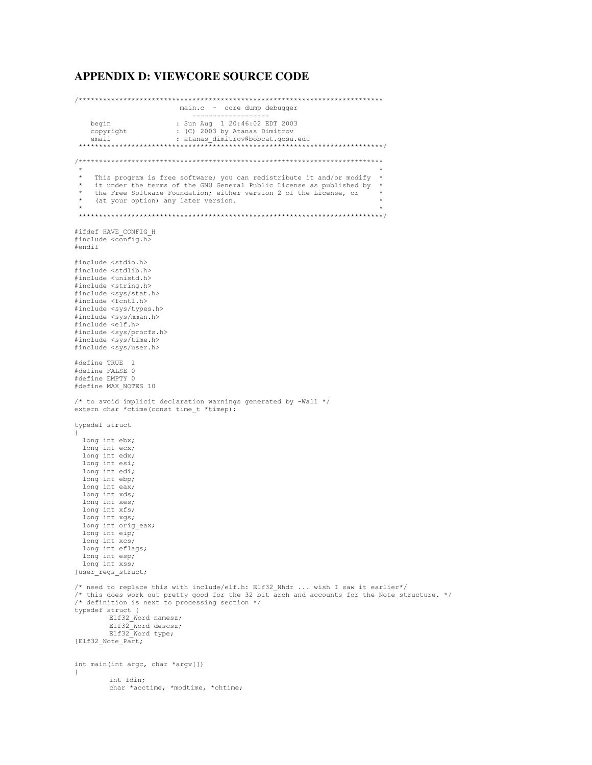## APPENDIX D: VIEWCORE SOURCE CODE

```
/***************************************************************************
                          main.c  -  core dump debugger
                             -------------------
    begin                : Sun Aug  1 20:46:02 EDT 2003
    copyright            : (C) 2003 by Atanas Dimitrov
    email                : atanas_dimitrov@bobcat.gcsu.edu
 ***************************************************************************/

/***************************************************************************
 *                                                                         *
 *   This program is free software; you can redistribute it and/or modify  *
 *   it under the terms of the GNU General Public License as published by  *
 *   the Free Software Foundation; either version 2 of the License, or     *
 *   (at your option) any later version.                                   *
 *                                                                         *
 ***************************************************************************/

#ifdef HAVE_CONFIG_H
#include <config.h>
#endif

#include <stdio.h>
#include <stdlib.h>
#include <unistd.h>
#include <string.h>
#include <sys/stat.h>
#include <fcntl.h>
#include <sys/types.h>
#include <sys/mman.h>
#include <elf.h>
#include <sys/procfs.h>
#include <sys/time.h>
#include <sys/user.h>

#define TRUE  1
#define FALSE 0
#define EMPTY 0
#define MAX_NOTES 10

/* to avoid implicit declaration warnings generated by -Wall */
extern char *ctime(const time_t *timep);

typedef struct
{
  long int ebx;
  long int ecx;
  long int edx;
  long int esi;
  long int edi;
  long int ebp;
  long int eax;
  long int xds;
  long int xes;
  long int xfs;
  long int xgs;
  long int orig_eax;
  long int eip;
  long int xcs;
  long int eflags;
  long int esp;
  long int xss;
}user_regs_struct;

/* need to replace this with include/elf.h: Elf32_Nhdr ... wish I saw it earlier*/
/* this does work out pretty good for the 32 bit arch and accounts for the Note structure. */
/* definition is next to processing section */
typedef struct {
        Elf32_Word namesz;
        Elf32_Word descsz;
        Elf32_Word type;
}Elf32_Note_Part;


int main(int argc, char *argv[])
{
        int fdin;
        char *acctime, *modtime, *chtime;
```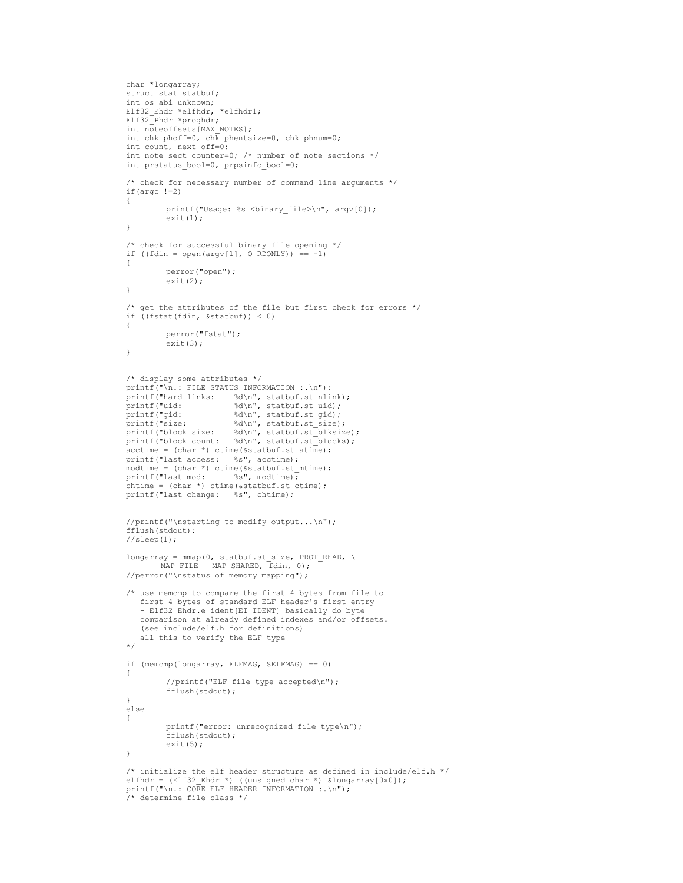```
char *longarray;
struct stat statbuf;
int os_abi_unknown;
Elf32_Ehdr *elfhdr, *elfhdr1;
Elf32_Phdr *proghdr;
int noteoffsets[MAX_NOTES];
int chk_phoff=0, chk_phentsize=0, chk_phnum=0;
int count, next_off=0;
int note_sect_counter=0; /* number of note sections */
int prstatus_bool=0, prpsinfo_bool=0;

/* check for necessary number of command line arguments */
if(argc !=2)
{
        printf("Usage: %s <binary_file>\n", argv[0]);
        exit(1);
}

/* check for successful binary file opening */
if ((fdin = open(argv[1], O_RDONLY)) == -1)
{
        perror("open");
        exit(2);
}

/* get the attributes of the file but first check for errors */
if ((fstat(fdin, &statbuf)) < 0)
{
        perror("fstat");
        exit(3);
}


/* display some attributes */
printf("\n.: FILE STATUS INFORMATION :.\n");
printf("hard links:    %d\n", statbuf.st_nlink);
printf("uid:           %d\n", statbuf.st_uid);
printf("gid:           %d\n", statbuf.st_gid);
printf("size:          %d\n", statbuf.st_size);
printf("block size:    %d\n", statbuf.st_blksize);
printf("block count:   %d\n", statbuf.st_blocks);
acctime = (char *) ctime(&statbuf.st_atime);
printf("last access:   %s", acctime);
modtime = (char *) ctime(&statbuf.st_mtime);
printf("last mod:      %s", modtime);
chtime = (char *) ctime(&statbuf.st_ctime);
printf("last change:   %s", chtime);


//printf("\nstarting to modify output...\n");
fflush(stdout);
//sleep(1);

longarray = mmap(0, statbuf.st_size, PROT_READ, \
       MAP_FILE | MAP_SHARED, fdin, 0);
//perror("\nstatus of memory mapping");

/* use memcmp to compare the first 4 bytes from file to
   first 4 bytes of standard ELF header's first entry
   - Elf32_Ehdr.e_ident[EI_IDENT] basically do byte
   comparison at already defined indexes and/or offsets.
   (see include/elf.h for definitions)
   all this to verify the ELF type
*/

if (memcmp(longarray, ELFMAG, SELFMAG) == 0)
{
        //printf("ELF file type accepted\n");
        fflush(stdout);
}
else
{
        printf("error: unrecognized file type\n");
        fflush(stdout);
        exit(5);
}

/* initialize the elf header structure as defined in include/elf.h */
elfhdr = (Elf32_Ehdr *) ((unsigned char *) &longarray[0x0]);
printf("\n.: CORE ELF HEADER INFORMATION :.\n");
/* determine file class */
```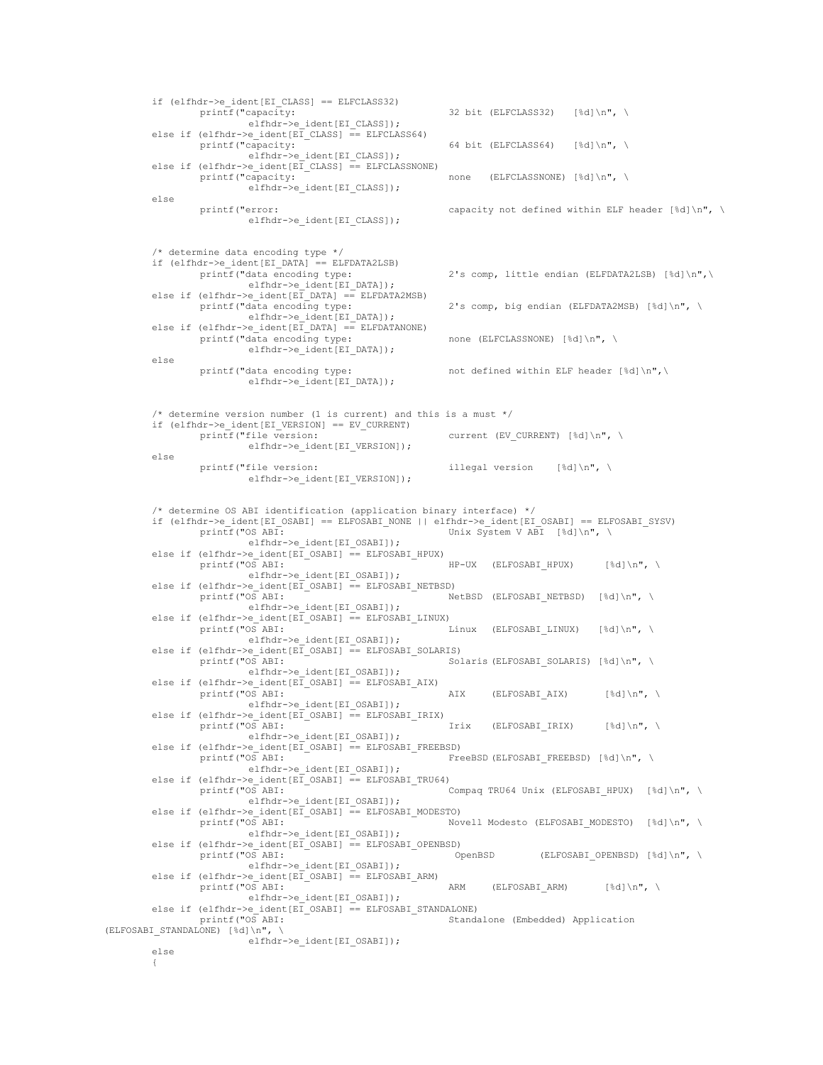```
        if (elfhdr->e_ident[EI_CLASS] == ELFCLASS32)
                printf("capacity:                           32 bit (ELFCLASS32)   [%d]\n", \
                        elfhdr->e_ident[EI_CLASS]);
        else if (elfhdr->e_ident[EI_CLASS] == ELFCLASS64)
                printf("capacity:                           64 bit (ELFCLASS64)   [%d]\n", \
                        elfhdr->e_ident[EI_CLASS]);
        else if (elfhdr->e_ident[EI_CLASS] == ELFCLASSNONE)
                printf("capacity:                           none   (ELFCLASSNONE) [%d]\n", \
                        elfhdr->e_ident[EI_CLASS]);
        else
                printf("error:                              capacity not defined within ELF header [%d]\n", \
                        elfhdr->e_ident[EI_CLASS]);


        /* determine data encoding type */
        if (elfhdr->e_ident[EI_DATA] == ELFDATA2LSB)
                printf("data encoding type:                 2's comp, little endian (ELFDATA2LSB) [%d]\n",\
                        elfhdr->e_ident[EI_DATA]);
        else if (elfhdr->e_ident[EI_DATA] == ELFDATA2MSB)
                printf("data encoding type:                 2's comp, big endian (ELFDATA2MSB) [%d]\n", \
                        elfhdr->e_ident[EI_DATA]);
        else if (elfhdr->e_ident[EI_DATA] == ELFDATANONE)
                printf("data encoding type:                 none (ELFCLASSNONE) [%d]\n", \
                        elfhdr->e_ident[EI_DATA]);
        else
                printf("data encoding type:                 not defined within ELF header [%d]\n",\
                        elfhdr->e_ident[EI_DATA]);


        /* determine version number (1 is current) and this is a must */
        if (elfhdr->e_ident[EI_VERSION] == EV_CURRENT)
                printf("file version:                       current (EV_CURRENT) [%d]\n", \
                        elfhdr->e_ident[EI_VERSION]);
        else
                printf("file version:                       illegal version    [%d]\n", \
                        elfhdr->e_ident[EI_VERSION]);


        /* determine OS ABI identification (application binary interface) */
        if (elfhdr->e_ident[EI_OSABI] == ELFOSABI_NONE || elfhdr->e_ident[EI_OSABI] == ELFOSABI_SYSV)
                printf("OS ABI:                             Unix System V ABI  [%d]\n", \
                        elfhdr->e_ident[EI_OSABI]);
        else if (elfhdr->e_ident[EI_OSABI] == ELFOSABI_HPUX)
                printf("OS ABI:                             HP-UX  (ELFOSABI_HPUX)     [%d]\n", \
                        elfhdr->e_ident[EI_OSABI]);
        else if (elfhdr->e_ident[EI_OSABI] == ELFOSABI_NETBSD)
                printf("OS ABI:                             NetBSD  (ELFOSABI_NETBSD)  [%d]\n", \
                        elfhdr->e_ident[EI_OSABI]);
        else if (elfhdr->e_ident[EI_OSABI] == ELFOSABI_LINUX)
                printf("OS ABI:                             Linux   (ELFOSABI_LINUX)   [%d]\n", \
                        elfhdr->e_ident[EI_OSABI]);
        else if (elfhdr->e_ident[EI_OSABI] == ELFOSABI_SOLARIS)
                printf("OS ABI:                             Solaris (ELFOSABI_SOLARIS) [%d]\n", \
                        elfhdr->e_ident[EI_OSABI]);
        else if (elfhdr->e_ident[EI_OSABI] == ELFOSABI_AIX)
                printf("OS ABI:                             AIX     (ELFOSABI_AIX)      [%d]\n", \
                        elfhdr->e_ident[EI_OSABI]);
        else if (elfhdr->e_ident[EI_OSABI] == ELFOSABI_IRIX)
                printf("OS ABI:                             Irix    (ELFOSABI_IRIX)     [%d]\n", \
                        elfhdr->e_ident[EI_OSABI]);
        else if (elfhdr->e_ident[EI_OSABI] == ELFOSABI_FREEBSD)
                printf("OS ABI:                             FreeBSD (ELFOSABI_FREEBSD) [%d]\n", \
                        elfhdr->e_ident[EI_OSABI]);
        else if (elfhdr->e_ident[EI_OSABI] == ELFOSABI_TRU64)
                printf("OS ABI:                             Compaq TRU64 Unix (ELFOSABI_HPUX)  [%d]\n", \
                        elfhdr->e_ident[EI_OSABI]);
        else if (elfhdr->e_ident[EI_OSABI] == ELFOSABI_MODESTO)
                printf("OS ABI:                             Novell Modesto (ELFOSABI_MODESTO)  [%d]\n", \
                        elfhdr->e_ident[EI_OSABI]);
        else if (elfhdr->e_ident[EI_OSABI] == ELFOSABI_OPENBSD)
                printf("OS ABI:                              OpenBSD        (ELFOSABI_OPENBSD) [%d]\n", \
                        elfhdr->e_ident[EI_OSABI]);
        else if (elfhdr->e_ident[EI_OSABI] == ELFOSABI_ARM)
                printf("OS ABI:                             ARM     (ELFOSABI_ARM)      [%d]\n", \
                        elfhdr->e_ident[EI_OSABI]);
        else if (elfhdr->e_ident[EI_OSABI] == ELFOSABI_STANDALONE)
                printf("OS ABI:                             Standalone (Embedded) Application 
(ELFOSABI_STANDALONE) [%d]\n", \
                        elfhdr->e_ident[EI_OSABI]);
        else
        {
```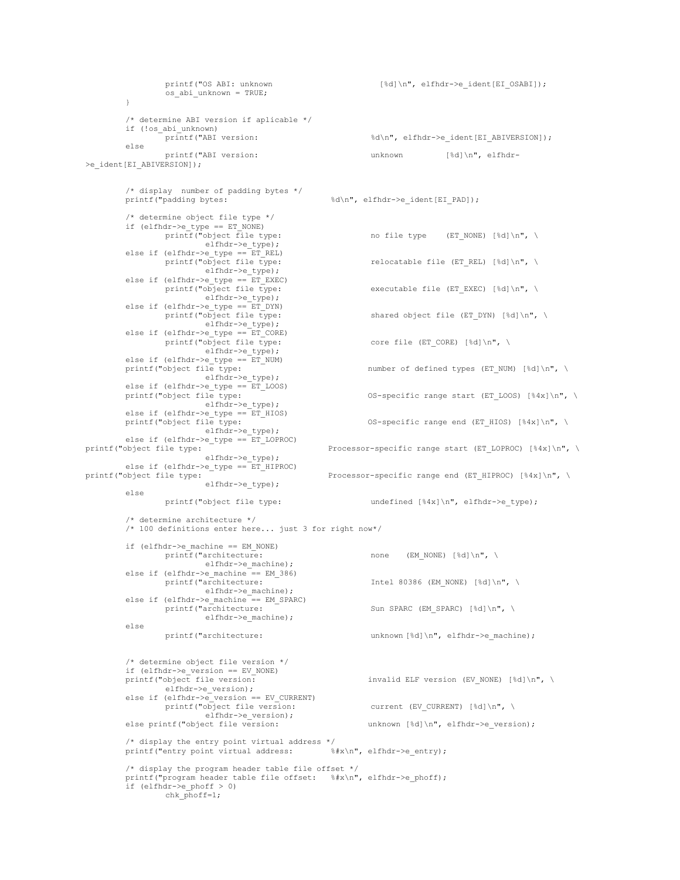```
                printf("OS ABI: unknown                       [%d]\n", elfhdr->e_ident[EI_OSABI]);
                os_abi_unknown = TRUE;
        }

        /* determine ABI version if aplicable */
        if (!os_abi_unknown)
                printf("ABI version:                        %d\n", elfhdr->e_ident[EI_ABIVERSION]);
        else
                printf("ABI version:                        unknown         [%d]\n", elfhdr-
>e_ident[EI_ABIVERSION]);


        /* display  number of padding bytes */
        printf("padding bytes:                      %d\n", elfhdr->e_ident[EI_PAD]);

        /* determine object file type */
        if (elfhdr->e_type == ET_NONE)
                printf("object file type:                   no file type    (ET_NONE) [%d]\n", \
                        elfhdr->e_type);
        else if (elfhdr->e_type == ET_REL)
                printf("object file type:                   relocatable file (ET_REL) [%d]\n", \
                        elfhdr->e_type);
        else if (elfhdr->e_type == ET_EXEC)
                printf("object file type:                   executable file (ET_EXEC) [%d]\n", \
                        elfhdr->e_type);
        else if (elfhdr->e_type == ET_DYN)
                printf("object file type:                   shared object file (ET_DYN) [%d]\n", \
                        elfhdr->e_type);
        else if (elfhdr->e_type == ET_CORE)
                printf("object file type:                   core file (ET_CORE) [%d]\n", \
                        elfhdr->e_type);
        else if (elfhdr->e_type == ET_NUM)
        printf("object file type:                   number of defined types (ET_NUM) [%d]\n", \
                        elfhdr->e_type);
        else if (elfhdr->e_type == ET_LOOS)
        printf("object file type:                   OS-specific range start (ET_LOOS) [%4x]\n", \
                        elfhdr->e_type);
        else if (elfhdr->e_type == ET_HIOS)
        printf("object file type:                   OS-specific range end (ET_HIOS) [%4x]\n", \
                        elfhdr->e_type);
        else if (elfhdr->e_type == ET_LOPROC)
printf("object file type:                   Processor-specific range start (ET_LOPROC) [%4x]\n", \
                        elfhdr->e_type);
        else if (elfhdr->e_type == ET_HIPROC)
printf("object file type:                   Processor-specific range end (ET_HIPROC) [%4x]\n", \
                        elfhdr->e_type);
        else
                printf("object file type:                   undefined [%4x]\n", elfhdr->e_type);

        /* determine architecture */
        /* 100 definitions enter here... just 3 for right now*/

        if (elfhdr->e_machine == EM_NONE)
                printf("architecture:                       none    (EM_NONE) [%d]\n", \
                        elfhdr->e_machine);
        else if (elfhdr->e_machine == EM_386)
                printf("architecture:                       Intel 80386 (EM_NONE) [%d]\n", \
                        elfhdr->e_machine);
        else if (elfhdr->e_machine == EM_SPARC)
                printf("architecture:                       Sun SPARC (EM_SPARC) [%d]\n", \
                        elfhdr->e_machine);
        else
                printf("architecture:                       unknown[%d]\n", elfhdr->e_machine);


        /* determine object file version */
        if (elfhdr->e_version == EV_NONE)
        printf("object file version:                invalid ELF version (EV_NONE) [%d]\n", \
                elfhdr->e_version);
        else if (elfhdr->e_version == EV_CURRENT)
                printf("object file version:                current (EV_CURRENT) [%d]\n", \
                        elfhdr->e_version);
        else printf("object file version:               unknown [%d]\n", elfhdr->e_version);

        /* display the entry point virtual address */
        printf("entry point virtual address:        %#x\n", elfhdr->e_entry);

        /* display the program header table file offset */
        printf("program header table file offset:   %#x\n", elfhdr->e_phoff);
        if (elfhdr->e_phoff > 0)
                chk_phoff=1;
```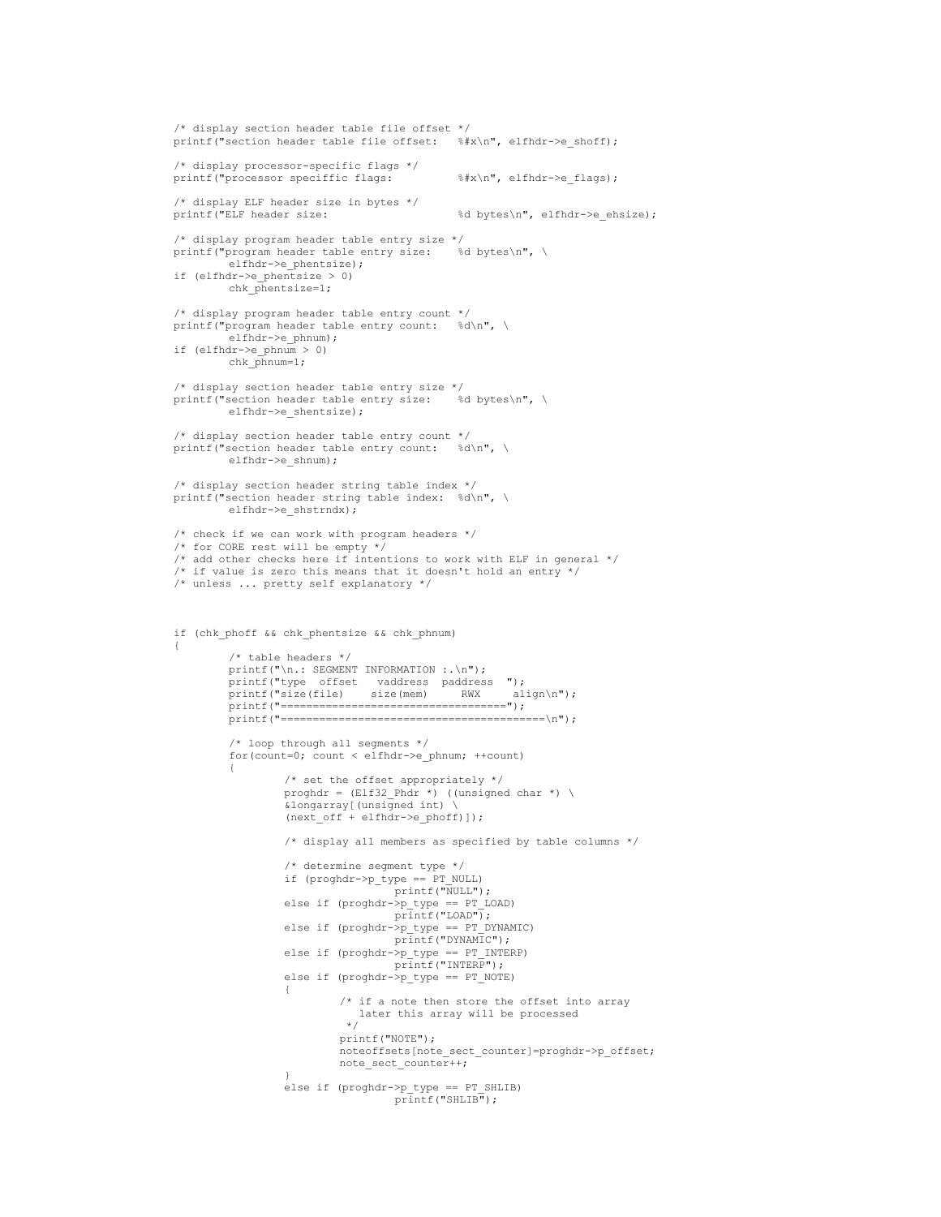```
/* display section header table file offset */
printf("section header table file offset:   %#x\n", elfhdr->e_shoff);

/* display processor-specific flags */
printf("processor speciffic flags:          %#x\n", elfhdr->e_flags);

/* display ELF header size in bytes */
printf("ELF header size:                    %d bytes\n", elfhdr->e_ehsize);

/* display program header table entry size */
printf("program header table entry size:    %d bytes\n", \
        elfhdr->e_phentsize);
if (elfhdr->e_phentsize > 0)
        chk_phentsize=1;

/* display program header table entry count */
printf("program header table entry count:   %d\n", \
        elfhdr->e_phnum);
if (elfhdr->e_phnum > 0)
        chk_phnum=1;

/* display section header table entry size */
printf("section header table entry size:    %d bytes\n", \
        elfhdr->e_shentsize);

/* display section header table entry count */
printf("section header table entry count:   %d\n", \
        elfhdr->e_shnum);

/* display section header string table index */
printf("section header string table index:  %d\n", \
        elfhdr->e_shstrndx);

/* check if we can work with program headers */
/* for CORE rest will be empty */
/* add other checks here if intentions to work with ELF in general */
/* if value is zero this means that it doesn't hold an entry */
/* unless ... pretty self explanatory */



if (chk_phoff && chk_phentsize && chk_phnum)
{
        /* table headers */
        printf("\n.: SEGMENT INFORMATION :.\n");
        printf("type  offset   vaddress  paddress  ");
        printf("size(file)    size(mem)     RWX     align\n");
        printf("===================================");
        printf("========================================\n");

        /* loop through all segments */
        for(count=0; count < elfhdr->e_phnum; ++count)
        {
                /* set the offset appropriately */
                proghdr = (Elf32_Phdr *) ((unsigned char *) \
                &longarray[(unsigned int) \
                (next_off + elfhdr->e_phoff)]);

                /* display all members as specified by table columns */

                /* determine segment type */
                if (proghdr->p_type == PT_NULL)
                                printf("NULL");
                else if (proghdr->p_type == PT_LOAD)
                                printf("LOAD");
                else if (proghdr->p_type == PT_DYNAMIC)
                                printf("DYNAMIC");
                else if (proghdr->p_type == PT_INTERP)
                                printf("INTERP");
                else if (proghdr->p_type == PT_NOTE)
                {
                        /* if a note then store the offset into array
                           later this array will be processed
                         */
                        printf("NOTE");
                        noteoffsets[note_sect_counter]=proghdr->p_offset;
                        note_sect_counter++;
                }
                else if (proghdr->p_type == PT_SHLIB)
                                printf("SHLIB");
```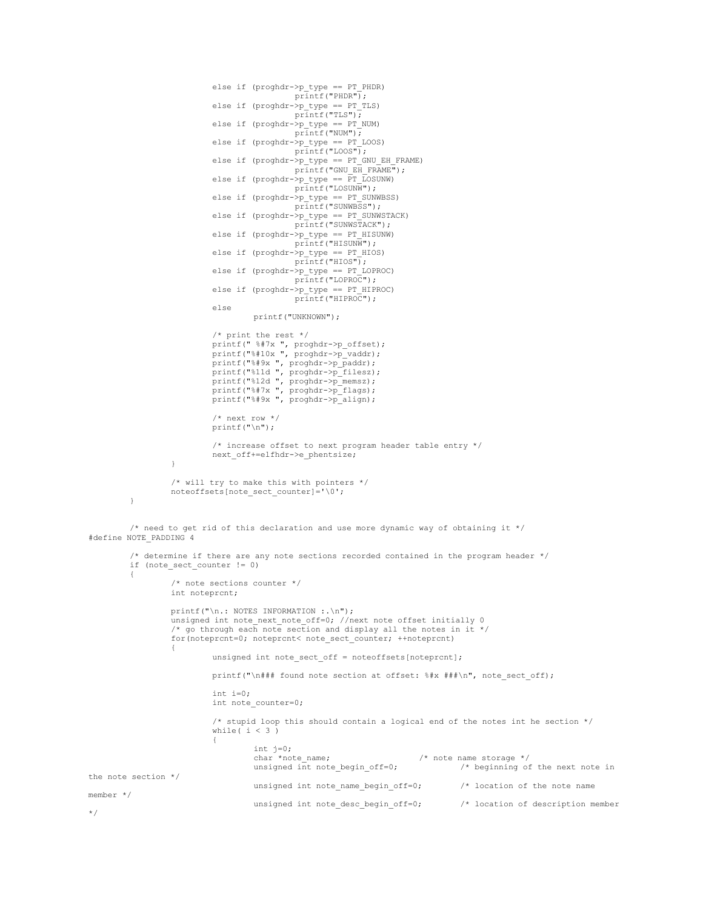```
			else if (proghdr->p_type == PT_PHDR)
					printf("PHDR");
			else if (proghdr->p_type == PT_TLS)
					printf("TLS");
			else if (proghdr->p_type == PT_NUM)
					printf("NUM");
			else if (proghdr->p_type == PT_LOOS)
					printf("LOOS");
			else if (proghdr->p_type == PT_GNU_EH_FRAME)
					printf("GNU_EH_FRAME");
			else if (proghdr->p_type == PT_LOSUNW)
					printf("LOSUNW");
			else if (proghdr->p_type == PT_SUNWBSS)
					printf("SUNWBSS");
			else if (proghdr->p_type == PT_SUNWSTACK)
					printf("SUNWSTACK");
			else if (proghdr->p_type == PT_HISUNW)
					printf("HISUNW");
			else if (proghdr->p_type == PT_HIOS)
					printf("HIOS");
			else if (proghdr->p_type == PT_LOPROC)
					printf("LOPROC");
			else if (proghdr->p_type == PT_HIPROC)
					printf("HIPROC");
			else
				printf("UNKNOWN");

			/* print the rest */
			printf(" %#7x ", proghdr->p_offset);
			printf("%#10x ", proghdr->p_vaddr);
			printf("%#9x ", proghdr->p_paddr);
			printf("%11d ", proghdr->p_filesz);
			printf("%12d ", proghdr->p_memsz);
			printf("%#7x ", proghdr->p_flags);
			printf("%#9x ", proghdr->p_align);

			/* next row */
			printf("\n");

			/* increase offset to next program header table entry */
			next_off+=elfhdr->e_phentsize;
		}

		/* will try to make this with pointers */
		noteoffsets[note_sect_counter]='\0';
	}


	/* need to get rid of this declaration and use more dynamic way of obtaining it */
#define NOTE_PADDING 4

	/* determine if there are any note sections recorded contained in the program header */
	if (note_sect_counter != 0)
	{
		/* note sections counter */
		int noteprcnt;

		printf("\n.: NOTES INFORMATION :.\n");
		unsigned int note_next_note_off=0; //next note offset initially 0
		/* go through each note section and display all the notes in it */
		for(noteprcnt=0; noteprcnt< note_sect_counter; ++noteprcnt)
		{
			unsigned int note_sect_off = noteoffsets[noteprcnt];

			printf("\n### found note section at offset: %#x ###\n", note_sect_off);

			int i=0;
			int note_counter=0;

			/* stupid loop this should contain a logical end of the notes int he section */
			while( i < 3 )
			{
				int j=0;
				char *note_name;			/* note name storage */
				unsigned int note_begin_off=0;		/* beginning of the next note in 
the note section */
				unsigned int note_name_begin_off=0;	/* location of the note name 
member */
				unsigned int note_desc_begin_off=0;	/* location of description member 
*/
```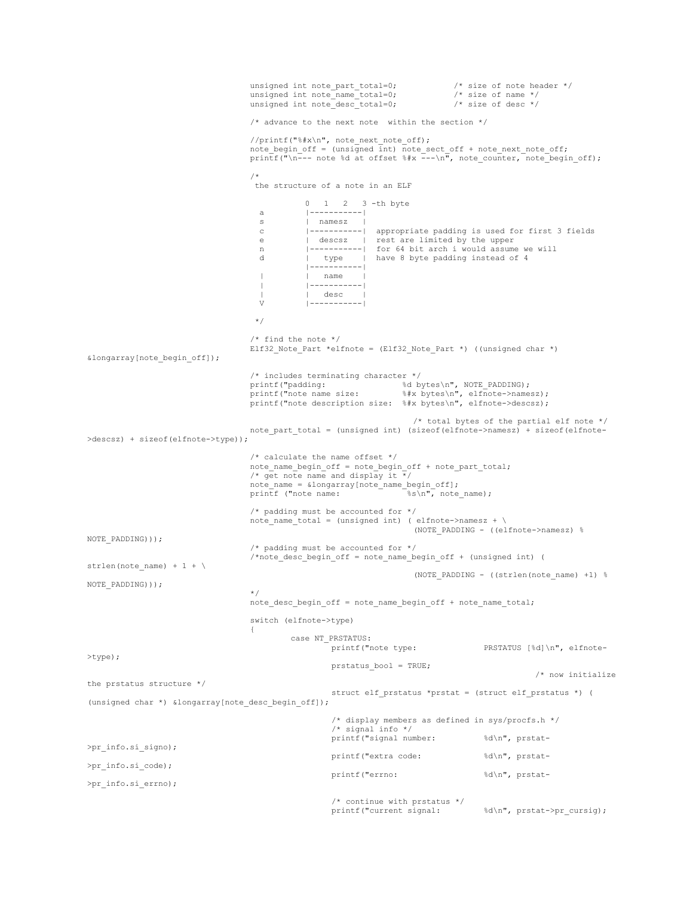```
                                unsigned int note_part_total=0;           /* size of note header */
                                unsigned int note_name_total=0;           /* size of name */
                                unsigned int note_desc_total=0;           /* size of desc */

                                /* advance to the next note  within the section */

                                //printf("%#x\n", note_next_note_off);
                                note_begin_off = (unsigned int) note_sect_off + note_next_note_off;
                                printf("\n--- note %d at offset %#x ---\n", note_counter, note_begin_off);

                                /*
                                 the structure of a note in an ELF

                                           0   1   2   3 -th byte
                                  a        |-----------|
                                  s        |  namesz   |
                                  c        |-----------|  appropriate padding is used for first 3 fields
                                  e        |  descsz   |  rest are limited by the upper
                                  n        |-----------|  for 64 bit arch i would assume we will
                                  d        |   type    |  have 8 byte padding instead of 4
                                           |-----------|
                                  |        |   name    |
                                  |        |-----------|
                                  |        |   desc    |
                                  V        |-----------|

                                 */

                                /* find the note */
                                Elf32_Note_Part *elfnote = (Elf32_Note_Part *) ((unsigned char *)
&longarray[note_begin_off]);

                                /* includes terminating character */
                                printf("padding:                %d bytes\n", NOTE_PADDING);
                                printf("note name size:         %#x bytes\n", elfnote->namesz);
                                printf("note description size:  %#x bytes\n", elfnote->descsz);

                                                                  /* total bytes of the partial elf note */
                                note_part_total = (unsigned int) (sizeof(elfnote->namesz) + sizeof(elfnote-
>descsz) + sizeof(elfnote->type));

                                /* calculate the name offset */
                                note_name_begin_off = note_begin_off + note_part_total;
                                /* get note name and display it */
                                note_name = &longarray[note_name_begin_off];
                                printf ("note name:             %s\n", note_name);

                                /* padding must be accounted for */
                                note_name_total = (unsigned int) ( elfnote->namesz + \
                                                                  (NOTE_PADDING - ((elfnote->namesz) %
NOTE_PADDING)));
                                /* padding must be accounted for */
                                /*note_desc_begin_off = note_name_begin_off + (unsigned int) (
strlen(note_name) + 1 + \
                                                                  (NOTE_PADDING - ((strlen(note_name) +1) %
NOTE_PADDING)));
                                */
                                note_desc_begin_off = note_name_begin_off + note_name_total;

                                switch (elfnote->type)
                                {
                                        case NT_PRSTATUS:
                                                printf("note type:              PRSTATUS [%d]\n", elfnote-
>type);
                                                prstatus_bool = TRUE;
                                                                                                /* now initialize
the prstatus structure */
                                                struct elf_prstatus *prstat = (struct elf_prstatus *) (
(unsigned char *) &longarray[note_desc_begin_off]);

                                                /* display members as defined in sys/procfs.h */
                                                /* signal info */
                                                printf("signal number:          %d\n", prstat-
>pr_info.si_signo);
                                                printf("extra code:             %d\n", prstat-
>pr_info.si_code);
                                                printf("errno:                  %d\n", prstat-
>pr_info.si_errno);

                                                /* continue with prstatus */
                                                printf("current signal:         %d\n", prstat->pr_cursig);
```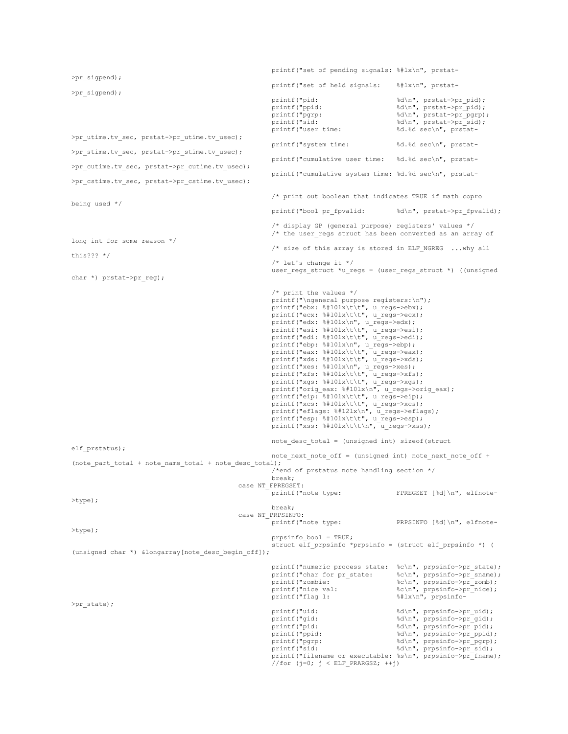```
					printf("set of pending signals: %#lx\n", prstat->pr_sigpend);
					printf("set of held signals:    %#lx\n", prstat->pr_sigpend);
					printf("pid:                    %d\n", prstat->pr_pid);
					printf("ppid:                   %d\n", prstat->pr_pid);
					printf("pgrp:                   %d\n", prstat->pr_pgrp);
					printf("sid:                    %d\n", prstat->pr_sid);
					printf("user time:              %d.%d sec\n", prstat->pr_utime.tv_sec, prstat->pr_utime.tv_usec);
					printf("system time:            %d.%d sec\n", prstat->pr_stime.tv_sec, prstat->pr_stime.tv_usec);
					printf("cumulative user time:   %d.%d sec\n", prstat->pr_cutime.tv_sec, prstat->pr_cutime.tv_usec);
					printf("cumulative system time: %d.%d sec\n", prstat->pr_cstime.tv_sec, prstat->pr_cstime.tv_usec);

					/* print out boolean that indicates TRUE if math copro being used */
					printf("bool pr_fpvalid:        %d\n", prstat->pr_fpvalid);

					/* display GP (general purpose) registers' values */
					/* the user_regs struct has been converted as an array of long int for some reason */
					/* size of this array is stored in ELF_NGREG  ...why all this??? */
					/* let's change it */
					user_regs_struct *u_regs = (user_regs_struct *) ((unsigned char *) prstat->pr_reg);


					/* print the values */
					printf("\ngeneral purpose registers:\n");
					printf("ebx: %#10lx\t\t", u_regs->ebx);
					printf("ecx: %#10lx\t\t", u_regs->ecx);
					printf("edx: %#10lx\n", u_regs->edx);
					printf("esi: %#10lx\t\t", u_regs->esi);
					printf("edi: %#10lx\t\t", u_regs->edi);
					printf("ebp: %#10lx\n", u_regs->ebp);
					printf("eax: %#10lx\t\t", u_regs->eax);
					printf("xds: %#10lx\t\t", u_regs->xds);
					printf("xes: %#10lx\n", u_regs->xes);
					printf("xfs: %#10lx\t\t", u_regs->xfs);
					printf("xgs: %#10lx\t\t", u_regs->xgs);
					printf("orig_eax: %#10lx\n", u_regs->orig_eax);
					printf("eip: %#10lx\t\t", u_regs->eip);
					printf("xcs: %#10lx\t\t", u_regs->xcs);
					printf("eflags: %#12lx\n", u_regs->eflags);
					printf("esp: %#10lx\t\t", u_regs->esp);
					printf("xss: %#10lx\t\t\n", u_regs->xss);

					note_desc_total = (unsigned int) sizeof(struct elf_prstatus);
					note_next_note_off = (unsigned int) note_next_note_off + (note_part_total + note_name_total + note_desc_total);
					/*end of prstatus note handling section */
					break;
				case NT_FPREGSET:
					printf("note type:              FPREGSET [%d]\n", elfnote->type);
					break;
				case NT_PRPSINFO:
					printf("note type:              PRPSINFO [%d]\n", elfnote->type);
					prpsinfo_bool = TRUE;
					struct elf_prpsinfo *prpsinfo = (struct elf_prpsinfo *) ((unsigned char *) &longarray[note_desc_begin_off]);

					printf("numeric process state:  %c\n", prpsinfo->pr_state);
					printf("char for pr_state:      %c\n", prpsinfo->pr_sname);
					printf("zombie:                 %c\n", prpsinfo->pr_zomb);
					printf("nice val:               %c\n", prpsinfo->pr_nice);
					printf("flag l:                 %#lx\n", prpsinfo->pr_state);
					printf("uid:                    %d\n", prpsinfo->pr_uid);
					printf("gid:                    %d\n", prpsinfo->pr_gid);
					printf("pid:                    %d\n", prpsinfo->pr_pid);
					printf("ppid:                   %d\n", prpsinfo->pr_ppid);
					printf("pgrp:                   %d\n", prpsinfo->pr_pgrp);
					printf("sid:                    %d\n", prpsinfo->pr_sid);
					printf("filename or executable: %s\n", prpsinfo->pr_fname);
					//for (j=0; j < ELF_PRARGSZ; ++j)
```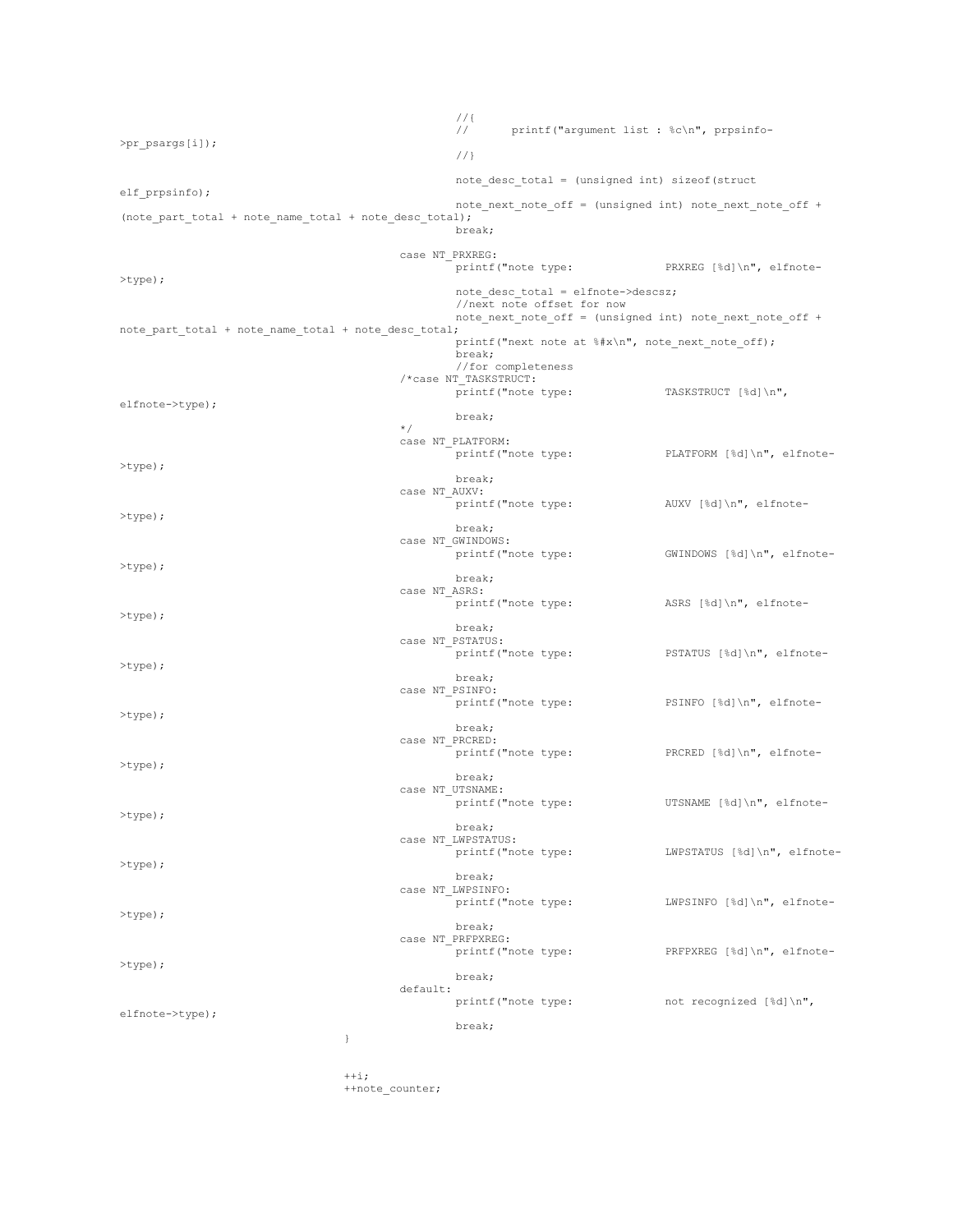```
                                                //{
                                                //      printf("argument list : %c\n", prpsinfo->pr_psargs[i]);
                                                //}

                                                note_desc_total = (unsigned int) sizeof(struct elf_prpsinfo);
                                                note_next_note_off = (unsigned int) note_next_note_off + (note_part_total + note_name_total + note_desc_total);
                                                break;

                                        case NT_PRXREG:
                                                printf("note type:              PRXREG [%d]\n", elfnote->type);
                                                note_desc_total = elfnote->descsz;
                                                //next note offset for now
                                                note_next_note_off = (unsigned int) note_next_note_off + note_part_total + note_name_total + note_desc_total;
                                                printf("next note at %#x\n", note_next_note_off);
                                                break;
                                                //for completeness
                                        /*case NT_TASKSTRUCT:
                                                printf("note type:              TASKSTRUCT [%d]\n", elfnote->type);
                                                break;
                                        */
                                        case NT_PLATFORM:
                                                printf("note type:              PLATFORM [%d]\n", elfnote->type);
                                                break;
                                        case NT_AUXV:
                                                printf("note type:              AUXV [%d]\n", elfnote->type);
                                                break;
                                        case NT_GWINDOWS:
                                                printf("note type:              GWINDOWS [%d]\n", elfnote->type);
                                                break;
                                        case NT_ASRS:
                                                printf("note type:              ASRS [%d]\n", elfnote->type);
                                                break;
                                        case NT_PSTATUS:
                                                printf("note type:              PSTATUS [%d]\n", elfnote->type);
                                                break;
                                        case NT_PSINFO:
                                                printf("note type:              PSINFO [%d]\n", elfnote->type);
                                                break;
                                        case NT_PRCRED:
                                                printf("note type:              PRCRED [%d]\n", elfnote->type);
                                                break;
                                        case NT_UTSNAME:
                                                printf("note type:              UTSNAME [%d]\n", elfnote->type);
                                                break;
                                        case NT_LWPSTATUS:
                                                printf("note type:              LWPSTATUS [%d]\n", elfnote->type);
                                                break;
                                        case NT_LWPSINFO:
                                                printf("note type:              LWPSINFO [%d]\n", elfnote->type);
                                                break;
                                        case NT_PRFPXREG:
                                                printf("note type:              PRFPXREG [%d]\n", elfnote->type);
                                                break;
                                        default:
                                                printf("note type:              not recognized [%d]\n", elfnote->type);
                                                break;
                                }


                                ++i;
                                ++note_counter;
```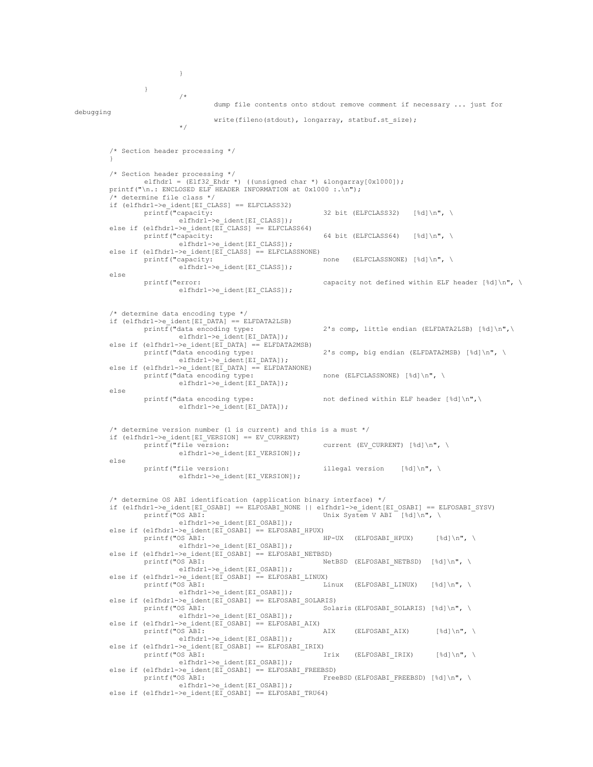```
                        }

                }
                        /*
                                dump file contents onto stdout remove comment if necessary ... just for
debugging
                                write(fileno(stdout), longarray, statbuf.st_size);
                        */


        /* Section header processing */
        }

        /* Section header processing */
                elfhdr1 = (Elf32_Ehdr *) ((unsigned char *) &longarray[0x1000]);
        printf("\n.: ENCLOSED ELF HEADER INFORMATION at 0x1000 :.\n");
        /* determine file class */
        if (elfhdr1->e_ident[EI_CLASS] == ELFCLASS32)
                printf("capacity:                               32 bit (ELFCLASS32)   [%d]\n", \
                        elfhdr1->e_ident[EI_CLASS]);
        else if (elfhdr1->e_ident[EI_CLASS] == ELFCLASS64)
                printf("capacity:                               64 bit (ELFCLASS64)   [%d]\n", \
                        elfhdr1->e_ident[EI_CLASS]);
        else if (elfhdr1->e_ident[EI_CLASS] == ELFCLASSNONE)
                printf("capacity:                               none   (ELFCLASSNONE) [%d]\n", \
                        elfhdr1->e_ident[EI_CLASS]);
        else
                printf("error:                                  capacity not defined within ELF header [%d]\n", \
                        elfhdr1->e_ident[EI_CLASS]);


        /* determine data encoding type */
        if (elfhdr1->e_ident[EI_DATA] == ELFDATA2LSB)
                printf("data encoding type:                     2's comp, little endian (ELFDATA2LSB) [%d]\n",\
                        elfhdr1->e_ident[EI_DATA]);
        else if (elfhdr1->e_ident[EI_DATA] == ELFDATA2MSB)
                printf("data encoding type:                     2's comp, big endian (ELFDATA2MSB) [%d]\n", \
                        elfhdr1->e_ident[EI_DATA]);
        else if (elfhdr1->e_ident[EI_DATA] == ELFDATANONE)
                printf("data encoding type:                     none (ELFCLASSNONE) [%d]\n", \
                        elfhdr1->e_ident[EI_DATA]);
        else
                printf("data encoding type:                     not defined within ELF header [%d]\n",\
                        elfhdr1->e_ident[EI_DATA]);


        /* determine version number (1 is current) and this is a must */
        if (elfhdr1->e_ident[EI_VERSION] == EV_CURRENT)
                printf("file version:                           current (EV_CURRENT) [%d]\n", \
                        elfhdr1->e_ident[EI_VERSION]);
        else
                printf("file version:                           illegal version    [%d]\n", \
                        elfhdr1->e_ident[EI_VERSION]);


        /* determine OS ABI identification (application binary interface) */
        if (elfhdr1->e_ident[EI_OSABI] == ELFOSABI_NONE || elfhdr1->e_ident[EI_OSABI] == ELFOSABI_SYSV)
                printf("OS ABI:                                 Unix System V ABI  [%d]\n", \
                        elfhdr1->e_ident[EI_OSABI]);
        else if (elfhdr1->e_ident[EI_OSABI] == ELFOSABI_HPUX)
                printf("OS ABI:                                 HP-UX  (ELFOSABI_HPUX)     [%d]\n", \
                        elfhdr1->e_ident[EI_OSABI]);
        else if (elfhdr1->e_ident[EI_OSABI] == ELFOSABI_NETBSD)
                printf("OS ABI:                                 NetBSD  (ELFOSABI_NETBSD)  [%d]\n", \
                        elfhdr1->e_ident[EI_OSABI]);
        else if (elfhdr1->e_ident[EI_OSABI] == ELFOSABI_LINUX)
                printf("OS ABI:                                 Linux  (ELFOSABI_LINUX)   [%d]\n", \
                        elfhdr1->e_ident[EI_OSABI]);
        else if (elfhdr1->e_ident[EI_OSABI] == ELFOSABI_SOLARIS)
                printf("OS ABI:                                 Solaris(ELFOSABI_SOLARIS) [%d]\n", \
                        elfhdr1->e_ident[EI_OSABI]);
        else if (elfhdr1->e_ident[EI_OSABI] == ELFOSABI_AIX)
                printf("OS ABI:                                 AIX    (ELFOSABI_AIX)      [%d]\n", \
                        elfhdr1->e_ident[EI_OSABI]);
        else if (elfhdr1->e_ident[EI_OSABI] == ELFOSABI_IRIX)
                printf("OS ABI:                                 Irix   (ELFOSABI_IRIX)     [%d]\n", \
                        elfhdr1->e_ident[EI_OSABI]);
        else if (elfhdr1->e_ident[EI_OSABI] == ELFOSABI_FREEBSD)
                printf("OS ABI:                                 FreeBSD(ELFOSABI_FREEBSD) [%d]\n", \
                        elfhdr1->e_ident[EI_OSABI]);
        else if (elfhdr1->e_ident[EI_OSABI] == ELFOSABI_TRU64)
```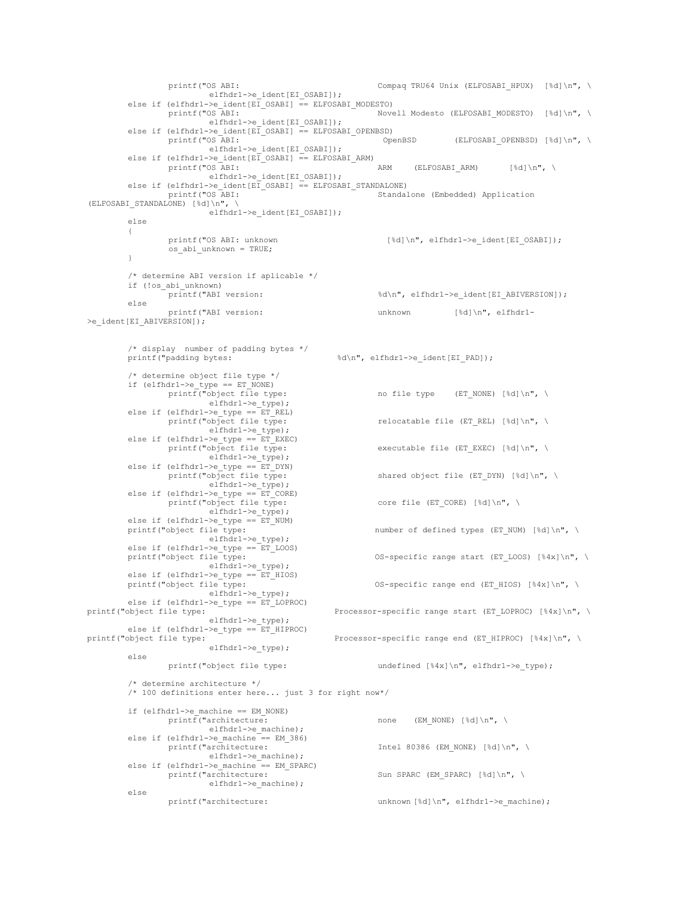```c
                printf("OS ABI:                             Compaq TRU64 Unix (ELFOSABI_HPUX)  [%d]\n", \
                        elfhdr1->e_ident[EI_OSABI]);
        else if (elfhdr1->e_ident[EI_OSABI] == ELFOSABI_MODESTO)
                printf("OS ABI:                             Novell Modesto (ELFOSABI_MODESTO)  [%d]\n", \
                        elfhdr1->e_ident[EI_OSABI]);
        else if (elfhdr1->e_ident[EI_OSABI] == ELFOSABI_OPENBSD)
                printf("OS ABI:                              OpenBSD        (ELFOSABI_OPENBSD) [%d]\n", \
                        elfhdr1->e_ident[EI_OSABI]);
        else if (elfhdr1->e_ident[EI_OSABI] == ELFOSABI_ARM)
                printf("OS ABI:                             ARM     (ELFOSABI_ARM)      [%d]\n", \
                        elfhdr1->e_ident[EI_OSABI]);
        else if (elfhdr1->e_ident[EI_OSABI] == ELFOSABI_STANDALONE)
                printf("OS ABI:                             Standalone (Embedded) Application
(ELFOSABI_STANDALONE) [%d]\n", \
                        elfhdr1->e_ident[EI_OSABI]);
        else
        {
                printf("OS ABI: unknown                       [%d]\n", elfhdr1->e_ident[EI_OSABI]);
                os_abi_unknown = TRUE;
        }

        /* determine ABI version if aplicable */
        if (!os_abi_unknown)
                printf("ABI version:                        %d\n", elfhdr1->e_ident[EI_ABIVERSION]);
        else
                printf("ABI version:                        unknown         [%d]\n", elfhdr1-
>e_ident[EI_ABIVERSION]);


        /* display  number of padding bytes */
        printf("padding bytes:                      %d\n", elfhdr1->e_ident[EI_PAD]);

        /* determine object file type */
        if (elfhdr1->e_type == ET_NONE)
                printf("object file type:                   no file type    (ET_NONE) [%d]\n", \
                        elfhdr1->e_type);
        else if (elfhdr1->e_type == ET_REL)
                printf("object file type:                   relocatable file (ET_REL) [%d]\n", \
                        elfhdr1->e_type);
        else if (elfhdr1->e_type == ET_EXEC)
                printf("object file type:                   executable file (ET_EXEC) [%d]\n", \
                        elfhdr1->e_type);
        else if (elfhdr1->e_type == ET_DYN)
                printf("object file type:                   shared object file (ET_DYN) [%d]\n", \
                        elfhdr1->e_type);
        else if (elfhdr1->e_type == ET_CORE)
                printf("object file type:                   core file (ET_CORE) [%d]\n", \
                        elfhdr1->e_type);
        else if (elfhdr1->e_type == ET_NUM)
        printf("object file type:                   number of defined types (ET_NUM) [%d]\n", \
                        elfhdr1->e_type);
        else if (elfhdr1->e_type == ET_LOOS)
        printf("object file type:                   OS-specific range start (ET_LOOS) [%4x]\n", \
                        elfhdr1->e_type);
        else if (elfhdr1->e_type == ET_HIOS)
        printf("object file type:                   OS-specific range end (ET_HIOS) [%4x]\n", \
                        elfhdr1->e_type);
        else if (elfhdr1->e_type == ET_LOPROC)
printf("object file type:                   Processor-specific range start (ET_LOPROC) [%4x]\n", \
                        elfhdr1->e_type);
        else if (elfhdr1->e_type == ET_HIPROC)
printf("object file type:                   Processor-specific range end (ET_HIPROC) [%4x]\n", \
                        elfhdr1->e_type);
        else
                printf("object file type:                   undefined [%4x]\n", elfhdr1->e_type);

        /* determine architecture */
        /* 100 definitions enter here... just 3 for right now*/

        if (elfhdr1->e_machine == EM_NONE)
                printf("architecture:                       none    (EM_NONE) [%d]\n", \
                        elfhdr1->e_machine);
        else if (elfhdr1->e_machine == EM_386)
                printf("architecture:                       Intel 80386 (EM_NONE) [%d]\n", \
                        elfhdr1->e_machine);
        else if (elfhdr1->e_machine == EM_SPARC)
                printf("architecture:                       Sun SPARC (EM_SPARC) [%d]\n", \
                        elfhdr1->e_machine);
        else
                printf("architecture:                       unknown [%d]\n", elfhdr1->e_machine);
```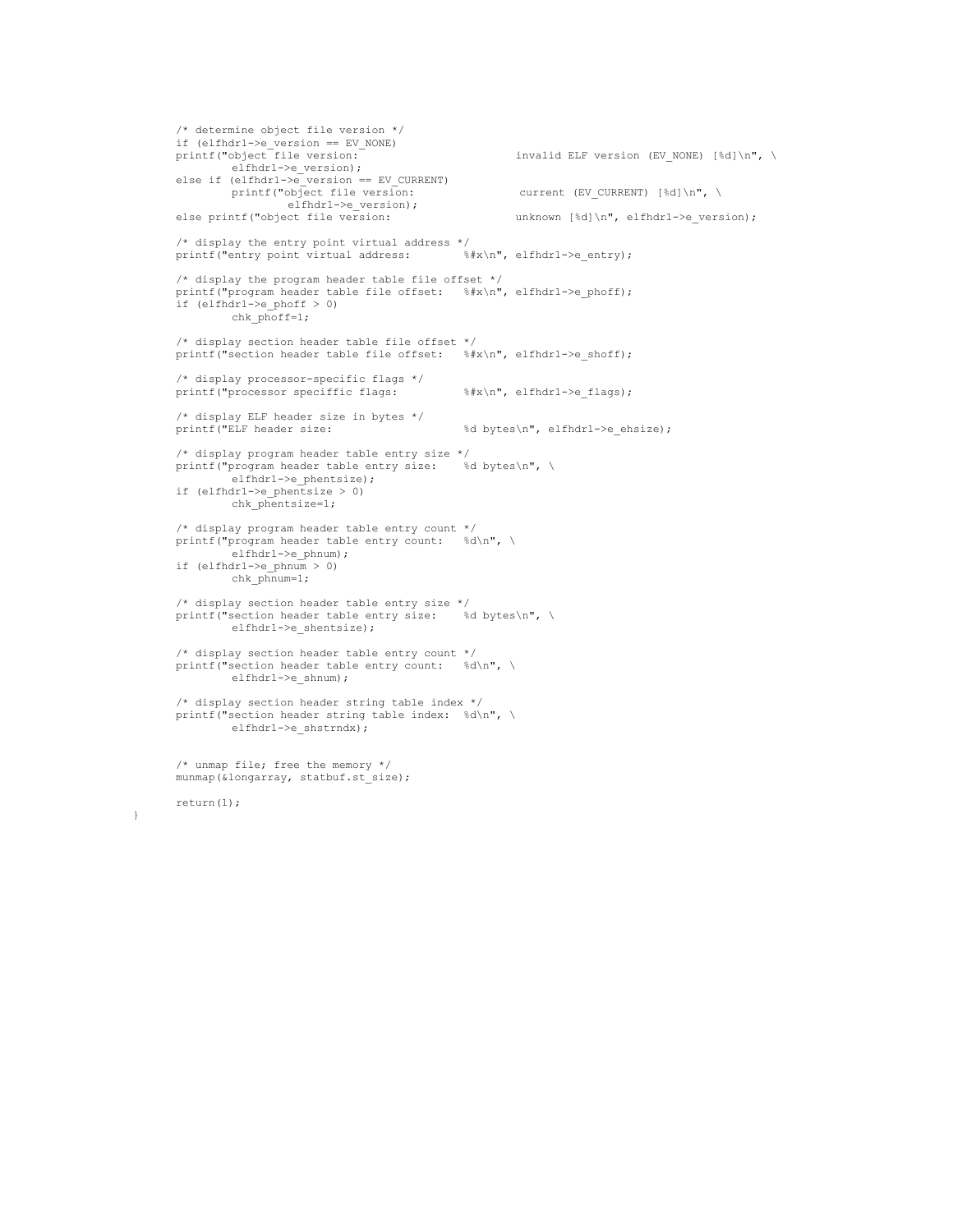```
	/* determine object file version */
	if (elfhdr1->e_version == EV_NONE)
	printf("object file version:			invalid ELF version (EV_NONE) [%d]\n", \
		elfhdr1->e_version);
	else if (elfhdr1->e_version == EV_CURRENT)
		printf("object file version:		current (EV_CURRENT) [%d]\n", \
			elfhdr1->e_version);
	else printf("object file version:		unknown [%d]\n", elfhdr1->e_version);

	/* display the entry point virtual address */
	printf("entry point virtual address:	%#x\n", elfhdr1->e_entry);

	/* display the program header table file offset */
	printf("program header table file offset:	%#x\n", elfhdr1->e_phoff);
	if (elfhdr1->e_phoff > 0)
		chk_phoff=1;

	/* display section header table file offset */
	printf("section header table file offset:	%#x\n", elfhdr1->e_shoff);

	/* display processor-specific flags */
	printf("processor speciffic flags:	%#x\n", elfhdr1->e_flags);

	/* display ELF header size in bytes */
	printf("ELF header size:		%d bytes\n", elfhdr1->e_ehsize);

	/* display program header table entry size */
	printf("program header table entry size:	%d bytes\n", \
		elfhdr1->e_phentsize);
	if (elfhdr1->e_phentsize > 0)
		chk_phentsize=1;

	/* display program header table entry count */
	printf("program header table entry count:	%d\n", \
		elfhdr1->e_phnum);
	if (elfhdr1->e_phnum > 0)
		chk_phnum=1;

	/* display section header table entry size */
	printf("section header table entry size:	%d bytes\n", \
		elfhdr1->e_shentsize);

	/* display section header table entry count */
	printf("section header table entry count:	%d\n", \
		elfhdr1->e_shnum);

	/* display section header string table index */
	printf("section header string table index:	%d\n", \
		elfhdr1->e_shstrndx);


	/* unmap file; free the memory */
	munmap(&longarray, statbuf.st_size);

	return(1);
}
```